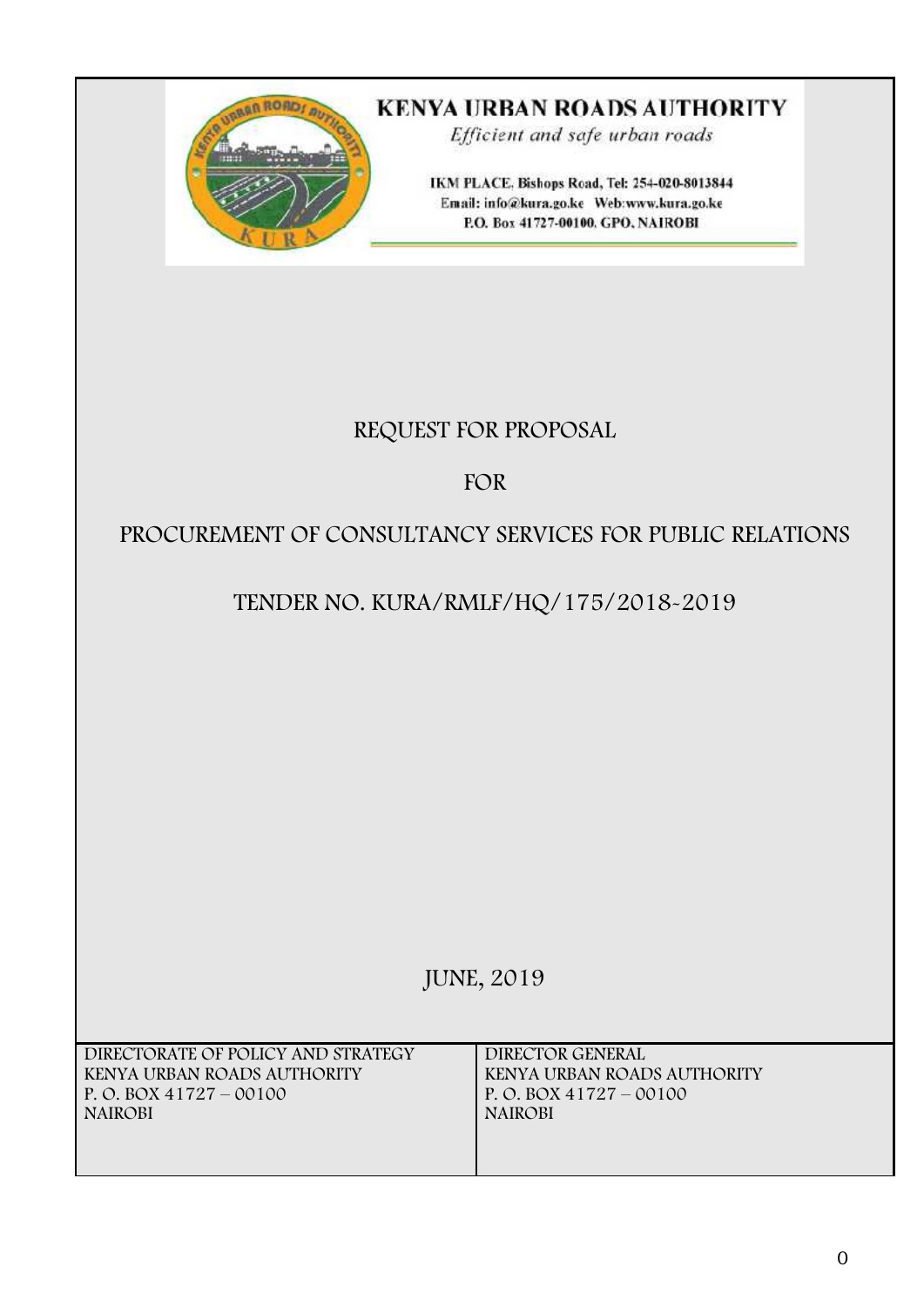**KENYA URBAN ROADS AUTHORITY**

*Efficient and safe urban roads*

IKM PLACE, Bishops Road, Tel: 254-020-8013844
Email: info@kura.go.ke Web:www.kura.go.ke
P.O. Box 41727-00100. GPO, NAIROBI

# REQUEST FOR PROPOSAL

# FOR

# PROCUREMENT OF CONSULTANCY SERVICES FOR PUBLIC RELATIONS

# TENDER NO. KURA/RMLF/HQ/175/2018-2019

JUNE, 2019

| DIRECTORATE OF POLICY AND STRATEGY<br>KENYA URBAN ROADS AUTHORITY<br>P. O. BOX 41727 – 00100<br>NAIROBI | DIRECTOR GENERAL<br>KENYA URBAN ROADS AUTHORITY<br>P. O. BOX 41727 – 00100<br>NAIROBI |
|---|---|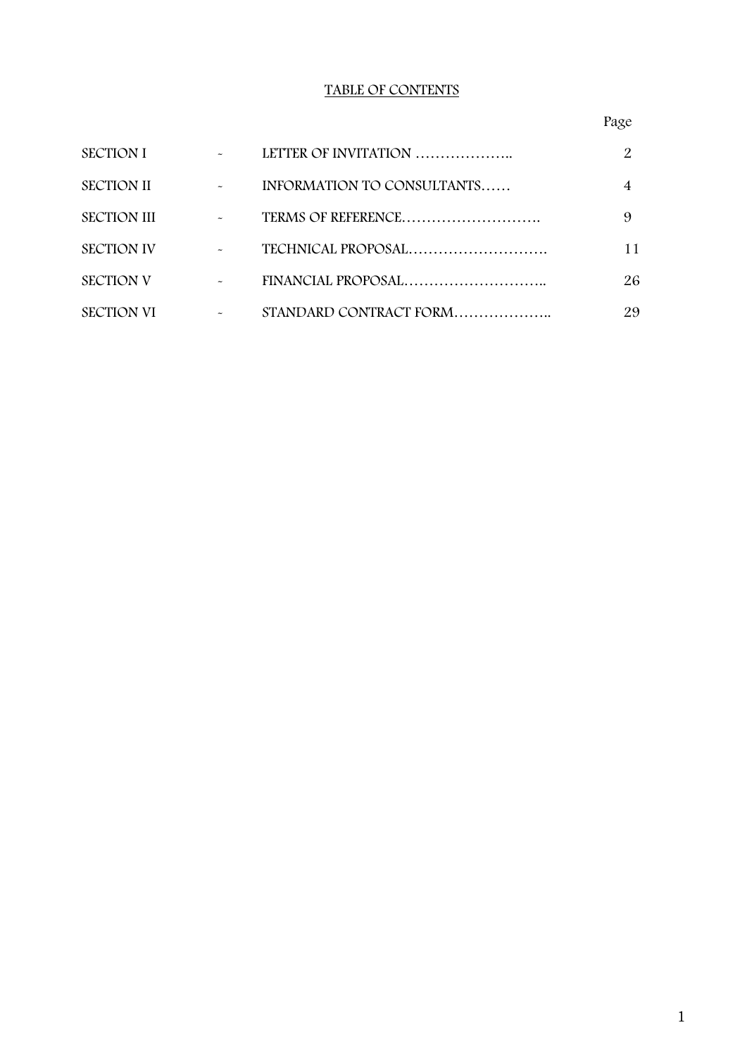# TABLE OF CONTENTS

| | | | Page |
|---|---|---|---|
| SECTION I | ~ | LETTER OF INVITATION ……………….. | 2 |
| SECTION II | ~ | INFORMATION TO CONSULTANTS…… | 4 |
| SECTION III | ~ | TERMS OF REFERENCE………………………. | 9 |
| SECTION IV | ~ | TECHNICAL PROPOSAL………………………. | 11 |
| SECTION V | ~ | FINANCIAL PROPOSAL……………………….. | 26 |
| SECTION VI | ~ | STANDARD CONTRACT FORM……………….. | 29 |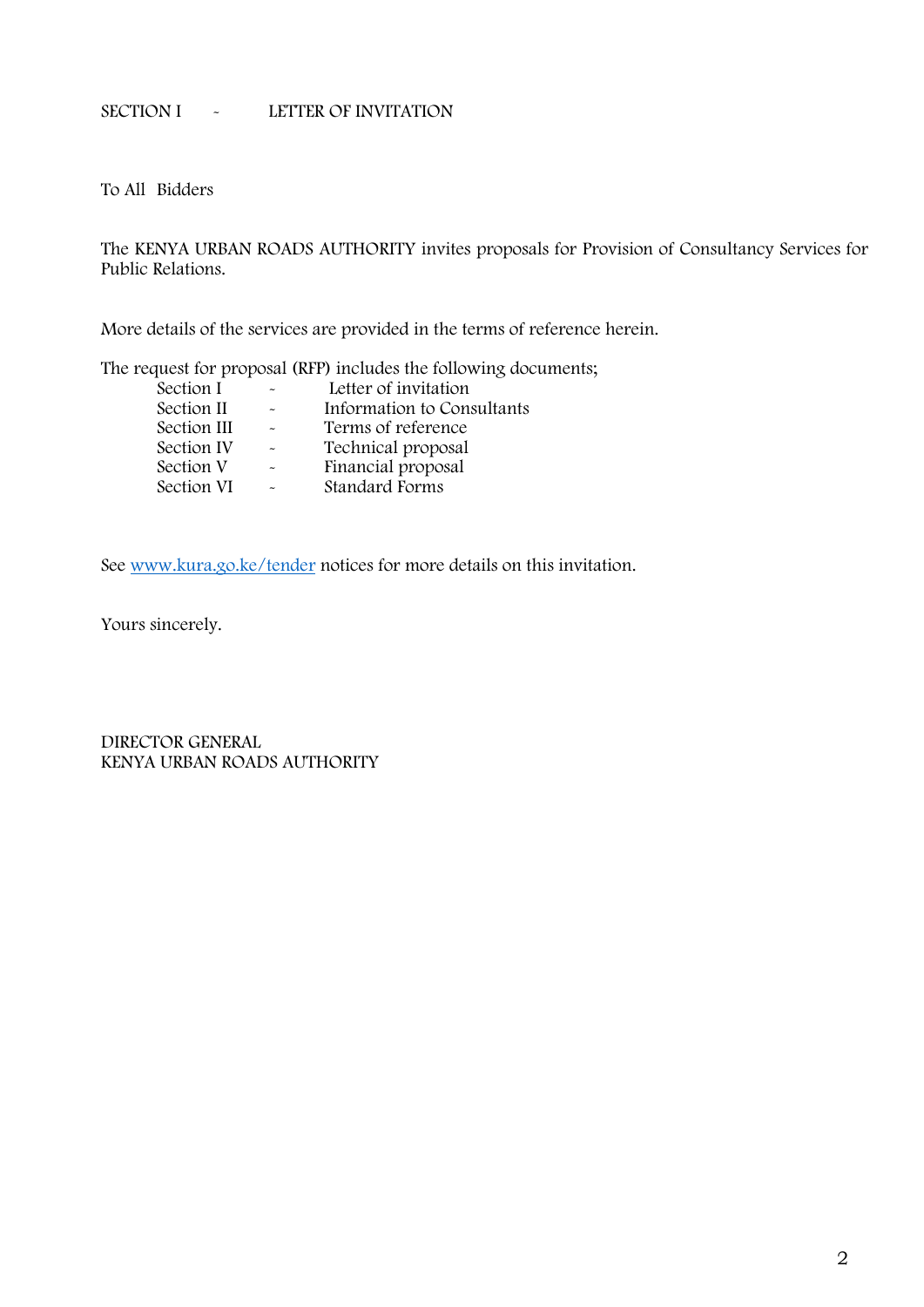## SECTION I - LETTER OF INVITATION

To All Bidders

The KENYA URBAN ROADS AUTHORITY invites proposals for Provision of Consultancy Services for Public Relations.

More details of the services are provided in the terms of reference herein.

The request for proposal (RFP) includes the following documents;

| | | |
|---|---|---|
| Section I | - | Letter of invitation |
| Section II | - | Information to Consultants |
| Section III | - | Terms of reference |
| Section IV | - | Technical proposal |
| Section V | - | Financial proposal |
| Section VI | - | Standard Forms |

See www.kura.go.ke/tender notices for more details on this invitation.

Yours sincerely.

DIRECTOR GENERAL
KENYA URBAN ROADS AUTHORITY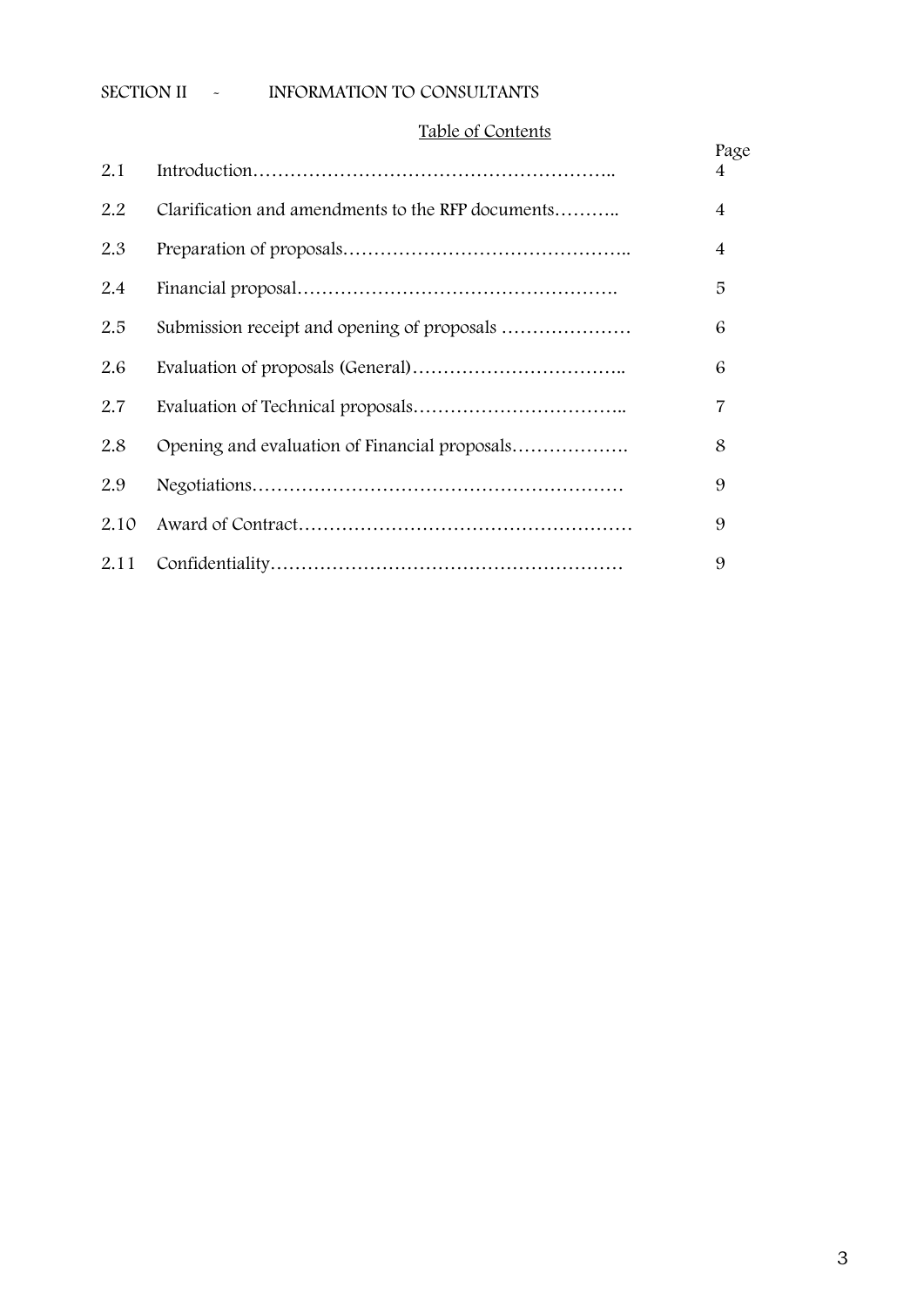## SECTION II - INFORMATION TO CONSULTANTS

Table of Contents

| | | Page |
|---|---|---|
| 2.1 | Introduction……………………………………………………….. | 4 |
| 2.2 | Clarification and amendments to the RFP documents……….. | 4 |
| 2.3 | Preparation of proposals……………………………………….. | 4 |
| 2.4 | Financial proposal……………………………………………. | 5 |
| 2.5 | Submission receipt and opening of proposals ………………… | 6 |
| 2.6 | Evaluation of proposals (General)…………………………….. | 6 |
| 2.7 | Evaluation of Technical proposals…………………………….. | 7 |
| 2.8 | Opening and evaluation of Financial proposals………………. | 8 |
| 2.9 | Negotiations…………………………………………………… | 9 |
| 2.10 | Award of Contract……………………………………………… | 9 |
| 2.11 | Confidentiality………………………………………………… | 9 |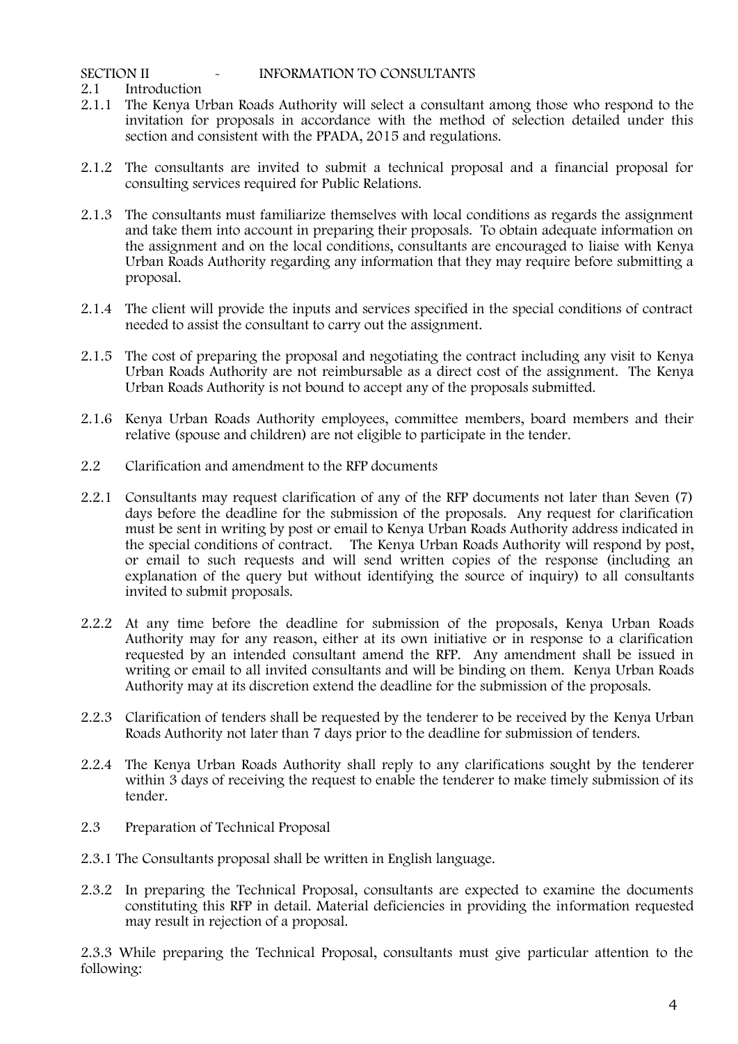## SECTION II - INFORMATION TO CONSULTANTS

### 2.1 Introduction

2.1.1 The Kenya Urban Roads Authority will select a consultant among those who respond to the invitation for proposals in accordance with the method of selection detailed under this section and consistent with the PPADA, 2015 and regulations.

2.1.2 The consultants are invited to submit a technical proposal and a financial proposal for consulting services required for Public Relations.

2.1.3 The consultants must familiarize themselves with local conditions as regards the assignment and take them into account in preparing their proposals. To obtain adequate information on the assignment and on the local conditions, consultants are encouraged to liaise with Kenya Urban Roads Authority regarding any information that they may require before submitting a proposal.

2.1.4 The client will provide the inputs and services specified in the special conditions of contract needed to assist the consultant to carry out the assignment.

2.1.5 The cost of preparing the proposal and negotiating the contract including any visit to Kenya Urban Roads Authority are not reimbursable as a direct cost of the assignment. The Kenya Urban Roads Authority is not bound to accept any of the proposals submitted.

2.1.6 Kenya Urban Roads Authority employees, committee members, board members and their relative (spouse and children) are not eligible to participate in the tender.

### 2.2 Clarification and amendment to the RFP documents

2.2.1 Consultants may request clarification of any of the RFP documents not later than Seven (7) days before the deadline for the submission of the proposals. Any request for clarification must be sent in writing by post or email to Kenya Urban Roads Authority address indicated in the special conditions of contract. The Kenya Urban Roads Authority will respond by post, or email to such requests and will send written copies of the response (including an explanation of the query but without identifying the source of inquiry) to all consultants invited to submit proposals.

2.2.2 At any time before the deadline for submission of the proposals, Kenya Urban Roads Authority may for any reason, either at its own initiative or in response to a clarification requested by an intended consultant amend the RFP. Any amendment shall be issued in writing or email to all invited consultants and will be binding on them. Kenya Urban Roads Authority may at its discretion extend the deadline for the submission of the proposals.

2.2.3 Clarification of tenders shall be requested by the tenderer to be received by the Kenya Urban Roads Authority not later than 7 days prior to the deadline for submission of tenders.

2.2.4 The Kenya Urban Roads Authority shall reply to any clarifications sought by the tenderer within 3 days of receiving the request to enable the tenderer to make timely submission of its tender.

### 2.3 Preparation of Technical Proposal

2.3.1 The Consultants proposal shall be written in English language.

2.3.2 In preparing the Technical Proposal, consultants are expected to examine the documents constituting this RFP in detail. Material deficiencies in providing the information requested may result in rejection of a proposal.

2.3.3 While preparing the Technical Proposal, consultants must give particular attention to the following: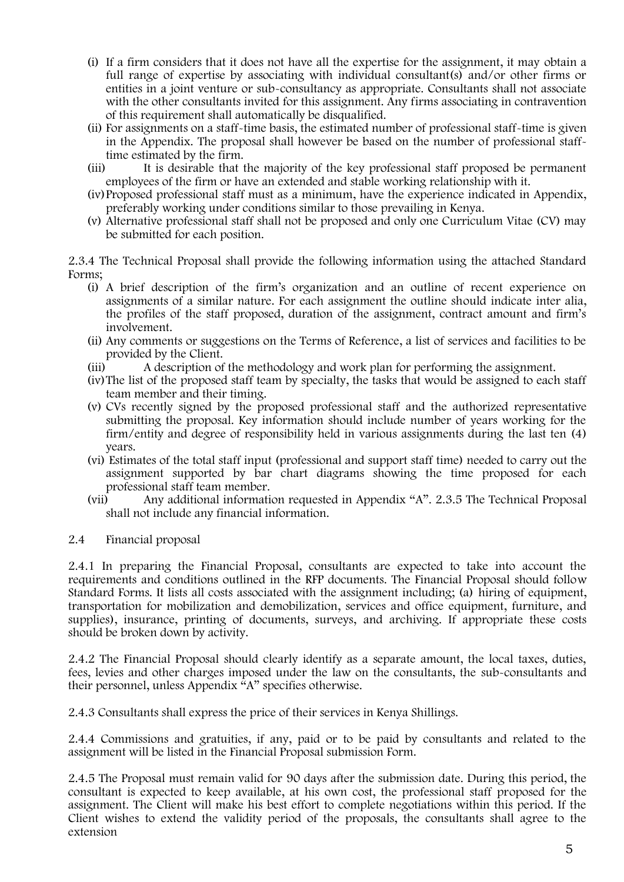(i) If a firm considers that it does not have all the expertise for the assignment, it may obtain a full range of expertise by associating with individual consultant(s) and/or other firms or entities in a joint venture or sub-consultancy as appropriate. Consultants shall not associate with the other consultants invited for this assignment. Any firms associating in contravention of this requirement shall automatically be disqualified.

(ii) For assignments on a staff-time basis, the estimated number of professional staff-time is given in the Appendix. The proposal shall however be based on the number of professional staff-time estimated by the firm.

(iii) It is desirable that the majority of the key professional staff proposed be permanent employees of the firm or have an extended and stable working relationship with it.

(iv) Proposed professional staff must as a minimum, have the experience indicated in Appendix, preferably working under conditions similar to those prevailing in Kenya.

(v) Alternative professional staff shall not be proposed and only one Curriculum Vitae (CV) may be submitted for each position.

2.3.4 The Technical Proposal shall provide the following information using the attached Standard Forms;

(i) A brief description of the firm's organization and an outline of recent experience on assignments of a similar nature. For each assignment the outline should indicate inter alia, the profiles of the staff proposed, duration of the assignment, contract amount and firm's involvement.

(ii) Any comments or suggestions on the Terms of Reference, a list of services and facilities to be provided by the Client.

(iii) A description of the methodology and work plan for performing the assignment.

(iv) The list of the proposed staff team by specialty, the tasks that would be assigned to each staff team member and their timing.

(v) CVs recently signed by the proposed professional staff and the authorized representative submitting the proposal. Key information should include number of years working for the firm/entity and degree of responsibility held in various assignments during the last ten (4) years.

(vi) Estimates of the total staff input (professional and support staff time) needed to carry out the assignment supported by bar chart diagrams showing the time proposed for each professional staff team member.

(vii) Any additional information requested in Appendix "A". 2.3.5 The Technical Proposal shall not include any financial information.

2.4 Financial proposal

2.4.1 In preparing the Financial Proposal, consultants are expected to take into account the requirements and conditions outlined in the RFP documents. The Financial Proposal should follow Standard Forms. It lists all costs associated with the assignment including; (a) hiring of equipment, transportation for mobilization and demobilization, services and office equipment, furniture, and supplies), insurance, printing of documents, surveys, and archiving. If appropriate these costs should be broken down by activity.

2.4.2 The Financial Proposal should clearly identify as a separate amount, the local taxes, duties, fees, levies and other charges imposed under the law on the consultants, the sub-consultants and their personnel, unless Appendix "A" specifies otherwise.

2.4.3 Consultants shall express the price of their services in Kenya Shillings.

2.4.4 Commissions and gratuities, if any, paid or to be paid by consultants and related to the assignment will be listed in the Financial Proposal submission Form.

2.4.5 The Proposal must remain valid for 90 days after the submission date. During this period, the consultant is expected to keep available, at his own cost, the professional staff proposed for the assignment. The Client will make his best effort to complete negotiations within this period. If the Client wishes to extend the validity period of the proposals, the consultants shall agree to the extension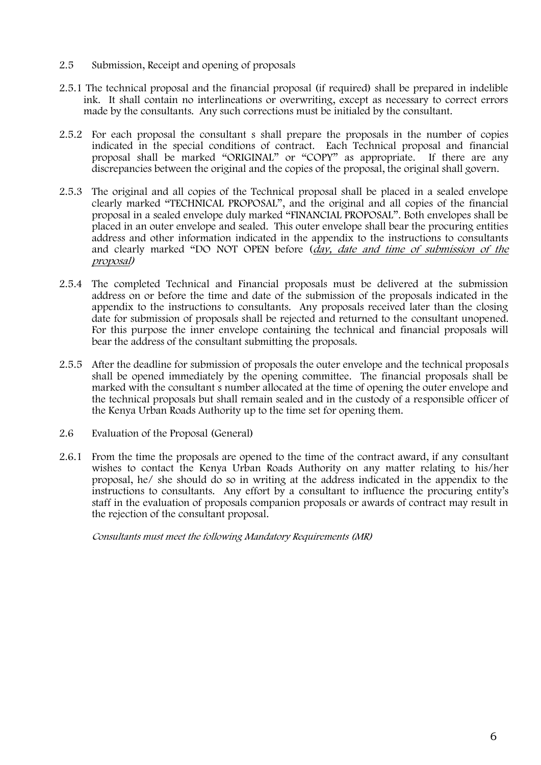2.5 Submission, Receipt and opening of proposals

2.5.1 The technical proposal and the financial proposal (if required) shall be prepared in indelible ink. It shall contain no interlineations or overwriting, except as necessary to correct errors made by the consultants. Any such corrections must be initialed by the consultant.

2.5.2 For each proposal the consultant s shall prepare the proposals in the number of copies indicated in the special conditions of contract. Each Technical proposal and financial proposal shall be marked "ORIGINAL" or "COPY" as appropriate. If there are any discrepancies between the original and the copies of the proposal, the original shall govern.

2.5.3 The original and all copies of the Technical proposal shall be placed in a sealed envelope clearly marked "TECHNICAL PROPOSAL", and the original and all copies of the financial proposal in a sealed envelope duly marked "FINANCIAL PROPOSAL". Both envelopes shall be placed in an outer envelope and sealed. This outer envelope shall bear the procuring entities address and other information indicated in the appendix to the instructions to consultants and clearly marked "DO NOT OPEN before (*day, date and time of submission of the proposal*)

2.5.4 The completed Technical and Financial proposals must be delivered at the submission address on or before the time and date of the submission of the proposals indicated in the appendix to the instructions to consultants. Any proposals received later than the closing date for submission of proposals shall be rejected and returned to the consultant unopened. For this purpose the inner envelope containing the technical and financial proposals will bear the address of the consultant submitting the proposals.

2.5.5 After the deadline for submission of proposals the outer envelope and the technical proposals shall be opened immediately by the opening committee. The financial proposals shall be marked with the consultant s number allocated at the time of opening the outer envelope and the technical proposals but shall remain sealed and in the custody of a responsible officer of the Kenya Urban Roads Authority up to the time set for opening them.

2.6 Evaluation of the Proposal (General)

2.6.1 From the time the proposals are opened to the time of the contract award, if any consultant wishes to contact the Kenya Urban Roads Authority on any matter relating to his/her proposal, he/ she should do so in writing at the address indicated in the appendix to the instructions to consultants. Any effort by a consultant to influence the procuring entity's staff in the evaluation of proposals companion proposals or awards of contract may result in the rejection of the consultant proposal.

*Consultants must meet the following Mandatory Requirements (MR)*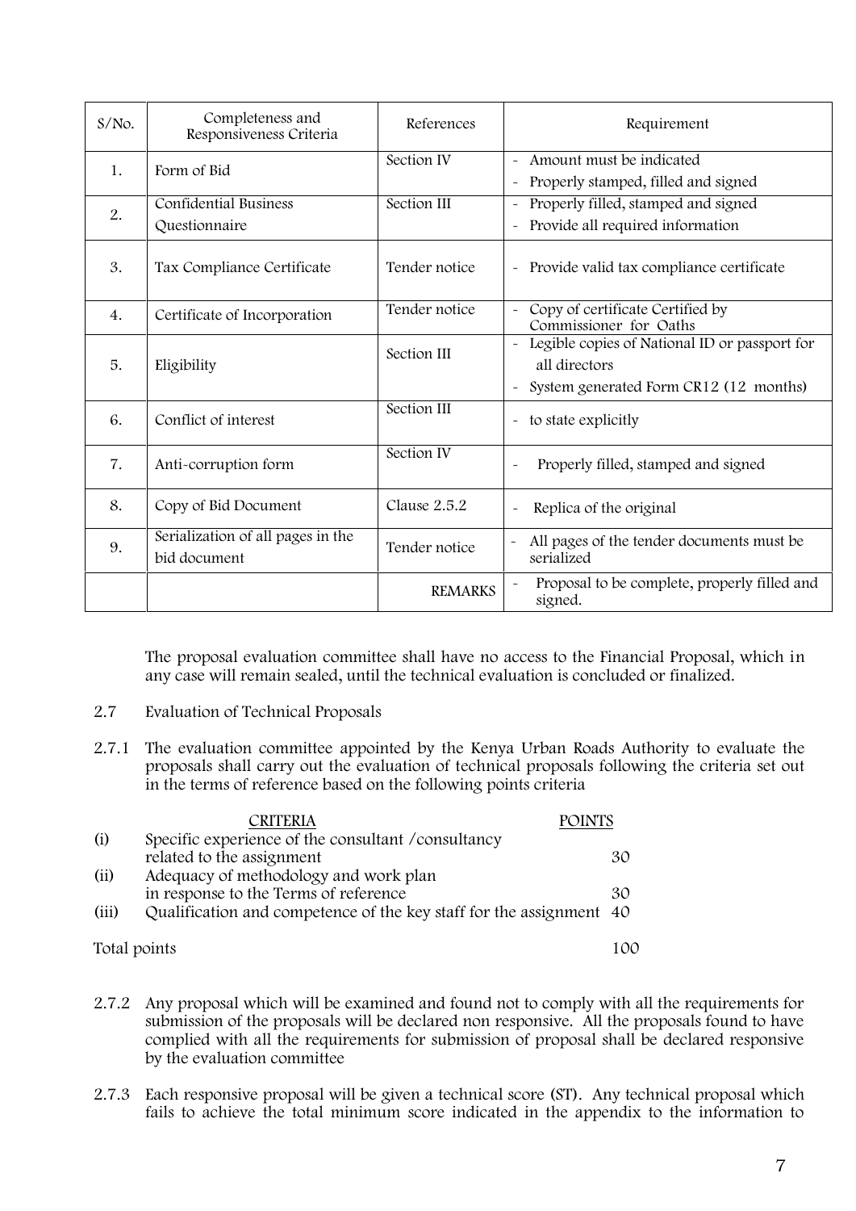| S/No. | Completeness and Responsiveness Criteria | References | Requirement |
|---|---|---|---|
| 1. | Form of Bid | Section IV | - Amount must be indicated<br>- Properly stamped, filled and signed |
| 2. | Confidential Business Questionnaire | Section III | - Properly filled, stamped and signed<br>- Provide all required information |
| 3. | Tax Compliance Certificate | Tender notice | - Provide valid tax compliance certificate |
| 4. | Certificate of Incorporation | Tender notice | - Copy of certificate Certified by Commissioner for Oaths |
| 5. | Eligibility | Section III | - Legible copies of National ID or passport for all directors<br>- System generated Form CR12 (12 months) |
| 6. | Conflict of interest | Section III | - to state explicitly |
| 7. | Anti-corruption form | Section IV | - Properly filled, stamped and signed |
| 8. | Copy of Bid Document | Clause 2.5.2 | - Replica of the original |
| 9. | Serialization of all pages in the bid document | Tender notice | - All pages of the tender documents must be serialized |
| | | REMARKS | - Proposal to be complete, properly filled and signed. |

The proposal evaluation committee shall have no access to the Financial Proposal, which in any case will remain sealed, until the technical evaluation is concluded or finalized.

2.7 Evaluation of Technical Proposals

2.7.1 The evaluation committee appointed by the Kenya Urban Roads Authority to evaluate the proposals shall carry out the evaluation of technical proposals following the criteria set out in the terms of reference based on the following points criteria

| | CRITERIA | POINTS |
|---|---|---|
| (i) | Specific experience of the consultant /consultancy related to the assignment | 30 |
| (ii) | Adequacy of methodology and work plan in response to the Terms of reference | 30 |
| (iii) | Qualification and competence of the key staff for the assignment | 40 |
| | Total points | 100 |

2.7.2 Any proposal which will be examined and found not to comply with all the requirements for submission of the proposals will be declared non responsive. All the proposals found to have complied with all the requirements for submission of proposal shall be declared responsive by the evaluation committee

2.7.3 Each responsive proposal will be given a technical score (ST). Any technical proposal which fails to achieve the total minimum score indicated in the appendix to the information to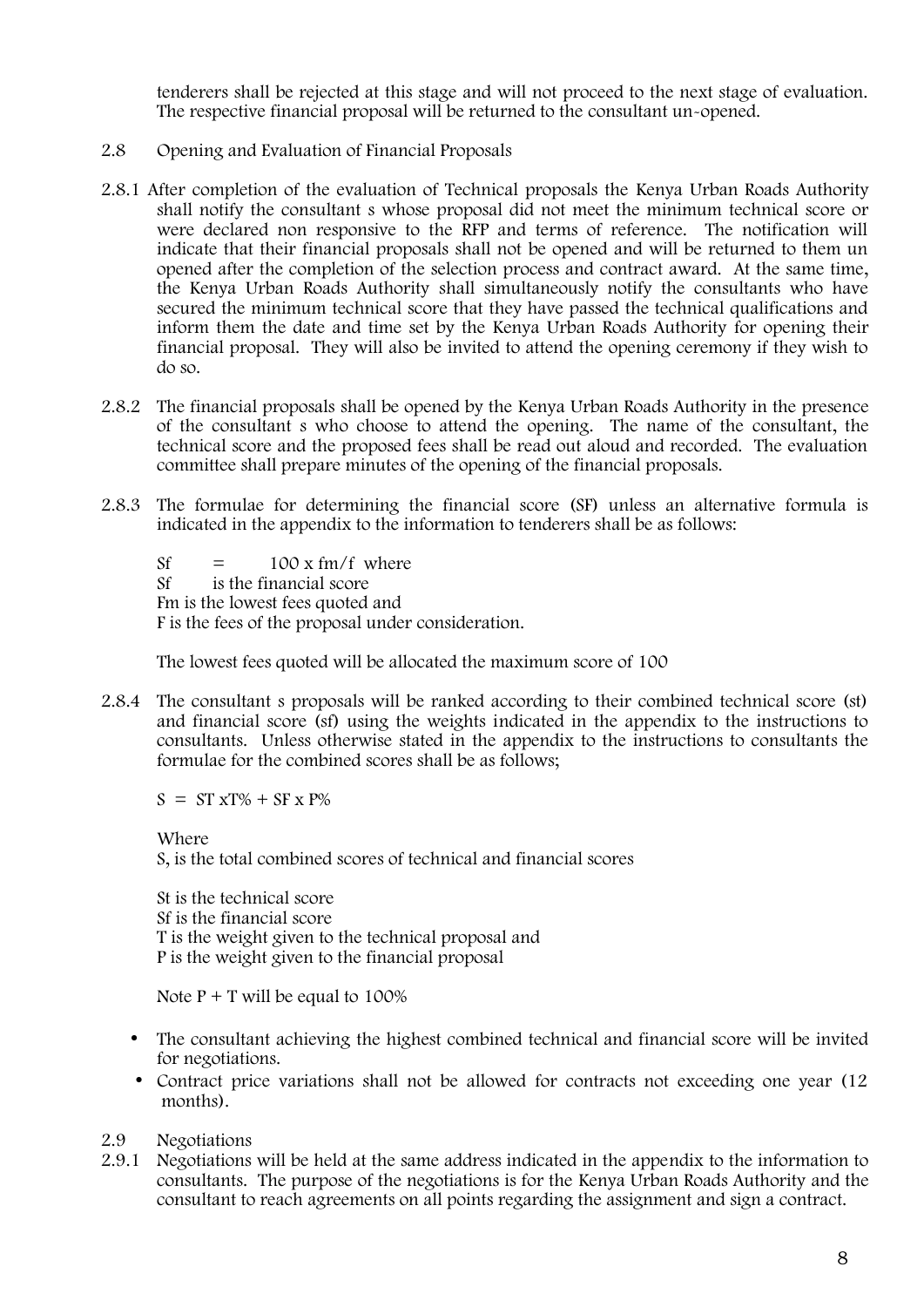tenderers shall be rejected at this stage and will not proceed to the next stage of evaluation. The respective financial proposal will be returned to the consultant un-opened.

2.8 Opening and Evaluation of Financial Proposals

2.8.1 After completion of the evaluation of Technical proposals the Kenya Urban Roads Authority shall notify the consultant s whose proposal did not meet the minimum technical score or were declared non responsive to the RFP and terms of reference. The notification will indicate that their financial proposals shall not be opened and will be returned to them un opened after the completion of the selection process and contract award. At the same time, the Kenya Urban Roads Authority shall simultaneously notify the consultants who have secured the minimum technical score that they have passed the technical qualifications and inform them the date and time set by the Kenya Urban Roads Authority for opening their financial proposal. They will also be invited to attend the opening ceremony if they wish to do so.

2.8.2 The financial proposals shall be opened by the Kenya Urban Roads Authority in the presence of the consultant s who choose to attend the opening. The name of the consultant, the technical score and the proposed fees shall be read out aloud and recorded. The evaluation committee shall prepare minutes of the opening of the financial proposals.

2.8.3 The formulae for determining the financial score (SF) unless an alternative formula is indicated in the appendix to the information to tenderers shall be as follows:

$Sf = 100 \times fm/f$ where
Sf is the financial score
Fm is the lowest fees quoted and
F is the fees of the proposal under consideration.

The lowest fees quoted will be allocated the maximum score of 100

2.8.4 The consultant s proposals will be ranked according to their combined technical score (st) and financial score (sf) using the weights indicated in the appendix to the instructions to consultants. Unless otherwise stated in the appendix to the instructions to consultants the formulae for the combined scores shall be as follows;

$S = ST \times T\% + SF \times P\%$

Where
S, is the total combined scores of technical and financial scores

St is the technical score
Sf is the financial score
T is the weight given to the technical proposal and
P is the weight given to the financial proposal

Note P + T will be equal to 100%

- The consultant achieving the highest combined technical and financial score will be invited for negotiations.
- Contract price variations shall not be allowed for contracts not exceeding one year (12 months).

2.9 Negotiations

2.9.1 Negotiations will be held at the same address indicated in the appendix to the information to consultants. The purpose of the negotiations is for the Kenya Urban Roads Authority and the consultant to reach agreements on all points regarding the assignment and sign a contract.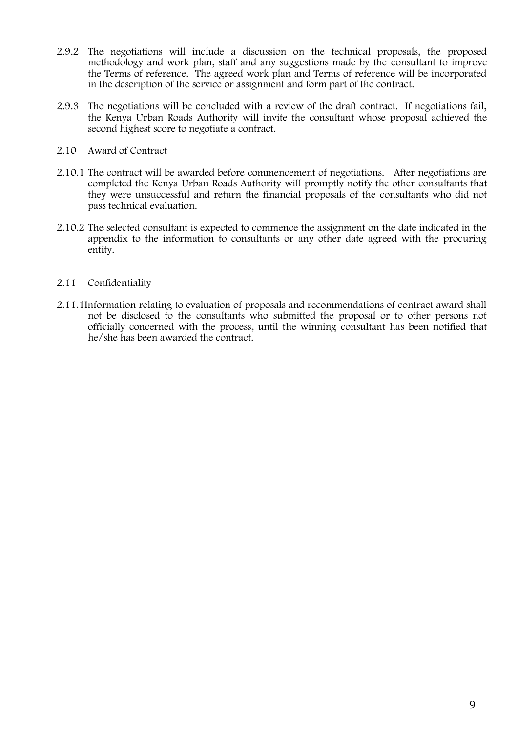2.9.2 The negotiations will include a discussion on the technical proposals, the proposed methodology and work plan, staff and any suggestions made by the consultant to improve the Terms of reference. The agreed work plan and Terms of reference will be incorporated in the description of the service or assignment and form part of the contract.

2.9.3 The negotiations will be concluded with a review of the draft contract. If negotiations fail, the Kenya Urban Roads Authority will invite the consultant whose proposal achieved the second highest score to negotiate a contract.

2.10 Award of Contract

2.10.1 The contract will be awarded before commencement of negotiations. After negotiations are completed the Kenya Urban Roads Authority will promptly notify the other consultants that they were unsuccessful and return the financial proposals of the consultants who did not pass technical evaluation.

2.10.2 The selected consultant is expected to commence the assignment on the date indicated in the appendix to the information to consultants or any other date agreed with the procuring entity.

2.11 Confidentiality

2.11.1 Information relating to evaluation of proposals and recommendations of contract award shall not be disclosed to the consultants who submitted the proposal or to other persons not officially concerned with the process, until the winning consultant has been notified that he/she has been awarded the contract.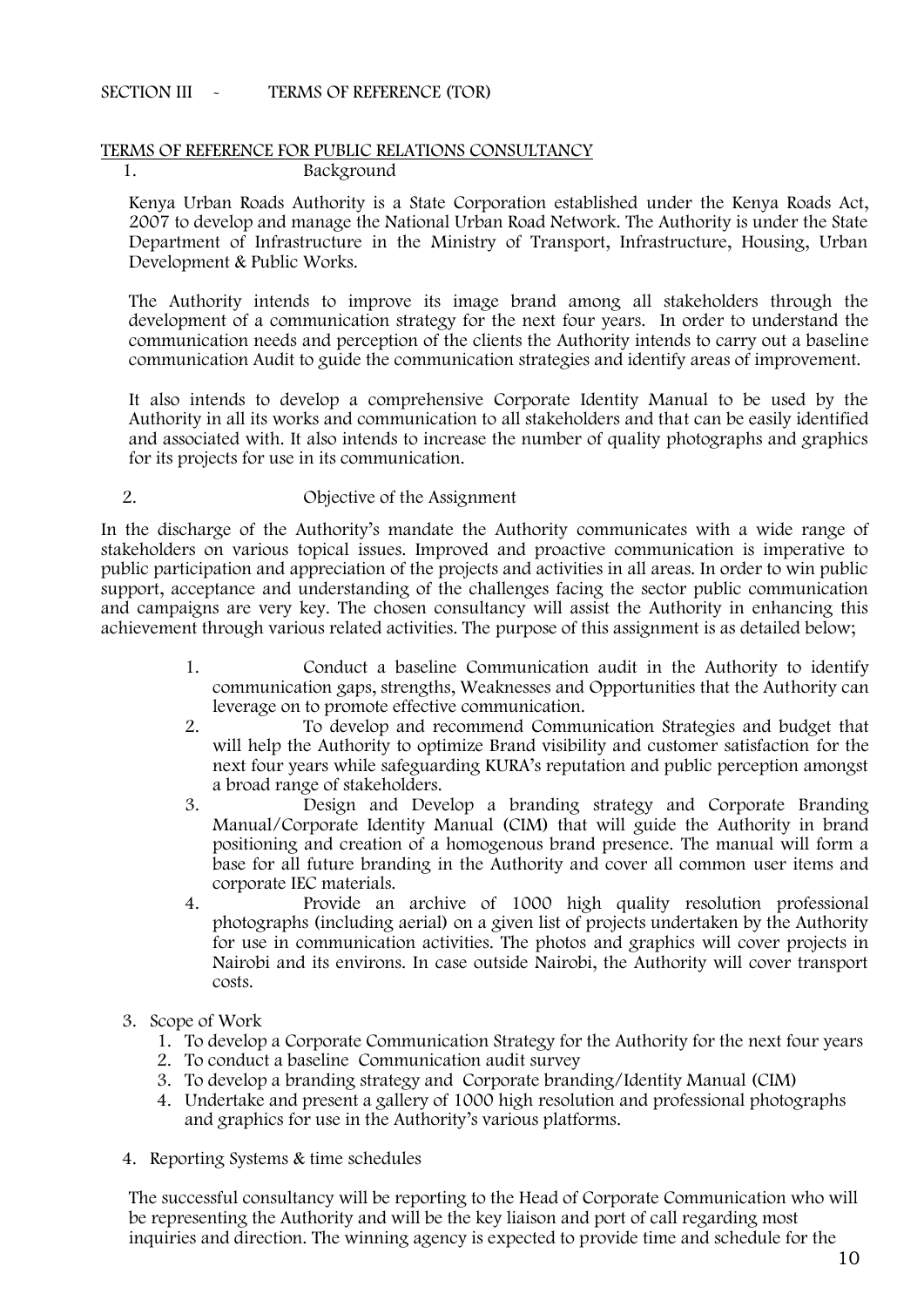SECTION III - TERMS OF REFERENCE (TOR)

## TERMS OF REFERENCE FOR PUBLIC RELATIONS CONSULTANCY

### 1. Background

Kenya Urban Roads Authority is a State Corporation established under the Kenya Roads Act, 2007 to develop and manage the National Urban Road Network. The Authority is under the State Department of Infrastructure in the Ministry of Transport, Infrastructure, Housing, Urban Development & Public Works.

The Authority intends to improve its image brand among all stakeholders through the development of a communication strategy for the next four years. In order to understand the communication needs and perception of the clients the Authority intends to carry out a baseline communication Audit to guide the communication strategies and identify areas of improvement.

It also intends to develop a comprehensive Corporate Identity Manual to be used by the Authority in all its works and communication to all stakeholders and that can be easily identified and associated with. It also intends to increase the number of quality photographs and graphics for its projects for use in its communication.

### 2. Objective of the Assignment

In the discharge of the Authority's mandate the Authority communicates with a wide range of stakeholders on various topical issues. Improved and proactive communication is imperative to public participation and appreciation of the projects and activities in all areas. In order to win public support, acceptance and understanding of the challenges facing the sector public communication and campaigns are very key. The chosen consultancy will assist the Authority in enhancing this achievement through various related activities. The purpose of this assignment is as detailed below;

1. Conduct a baseline Communication audit in the Authority to identify communication gaps, strengths, Weaknesses and Opportunities that the Authority can leverage on to promote effective communication.
2. To develop and recommend Communication Strategies and budget that will help the Authority to optimize Brand visibility and customer satisfaction for the next four years while safeguarding KURA's reputation and public perception amongst a broad range of stakeholders.
3. Design and Develop a branding strategy and Corporate Branding Manual/Corporate Identity Manual (CIM) that will guide the Authority in brand positioning and creation of a homogenous brand presence. The manual will form a base for all future branding in the Authority and cover all common user items and corporate IEC materials.
4. Provide an archive of 1000 high quality resolution professional photographs (including aerial) on a given list of projects undertaken by the Authority for use in communication activities. The photos and graphics will cover projects in Nairobi and its environs. In case outside Nairobi, the Authority will cover transport costs.

### 3. Scope of Work

1. To develop a Corporate Communication Strategy for the Authority for the next four years
2. To conduct a baseline Communication audit survey
3. To develop a branding strategy and Corporate branding/Identity Manual (CIM)
4. Undertake and present a gallery of 1000 high resolution and professional photographs and graphics for use in the Authority's various platforms.

### 4. Reporting Systems & time schedules

The successful consultancy will be reporting to the Head of Corporate Communication who will be representing the Authority and will be the key liaison and port of call regarding most inquiries and direction. The winning agency is expected to provide time and schedule for the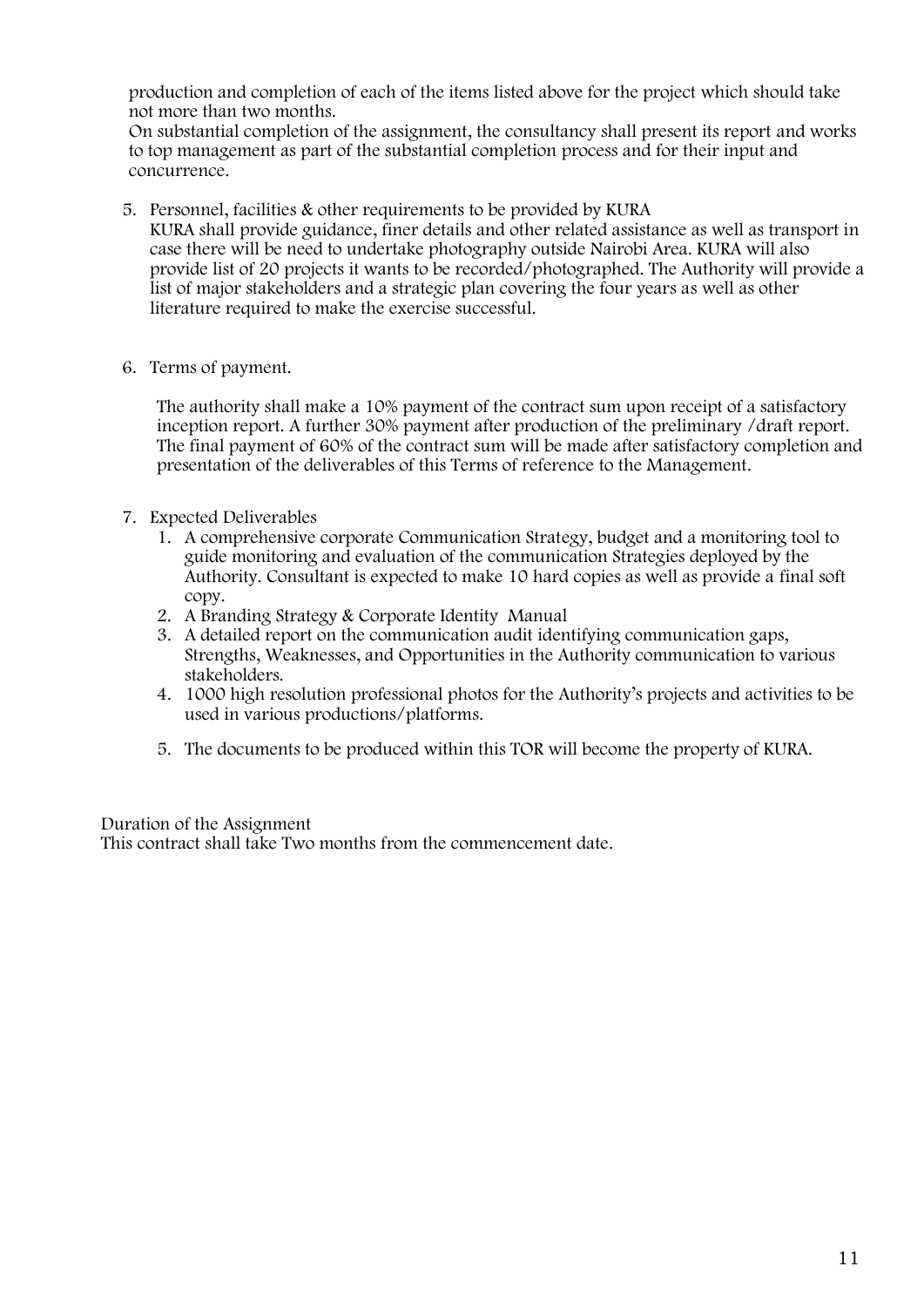production and completion of each of the items listed above for the project which should take not more than two months.

On substantial completion of the assignment, the consultancy shall present its report and works to top management as part of the substantial completion process and for their input and concurrence.

5. Personnel, facilities & other requirements to be provided by KURA

   KURA shall provide guidance, finer details and other related assistance as well as transport in case there will be need to undertake photography outside Nairobi Area. KURA will also provide list of 20 projects it wants to be recorded/photographed. The Authority will provide a list of major stakeholders and a strategic plan covering the four years as well as other literature required to make the exercise successful.

6. Terms of payment.

   The authority shall make a 10% payment of the contract sum upon receipt of a satisfactory inception report. A further 30% payment after production of the preliminary /draft report. The final payment of 60% of the contract sum will be made after satisfactory completion and presentation of the deliverables of this Terms of reference to the Management.

7. Expected Deliverables
   1. A comprehensive corporate Communication Strategy, budget and a monitoring tool to guide monitoring and evaluation of the communication Strategies deployed by the Authority. Consultant is expected to make 10 hard copies as well as provide a final soft copy.
   2. A Branding Strategy & Corporate Identity Manual
   3. A detailed report on the communication audit identifying communication gaps, Strengths, Weaknesses, and Opportunities in the Authority communication to various stakeholders.
   4. 1000 high resolution professional photos for the Authority's projects and activities to be used in various productions/platforms.
   5. The documents to be produced within this TOR will become the property of KURA.

Duration of the Assignment

This contract shall take Two months from the commencement date.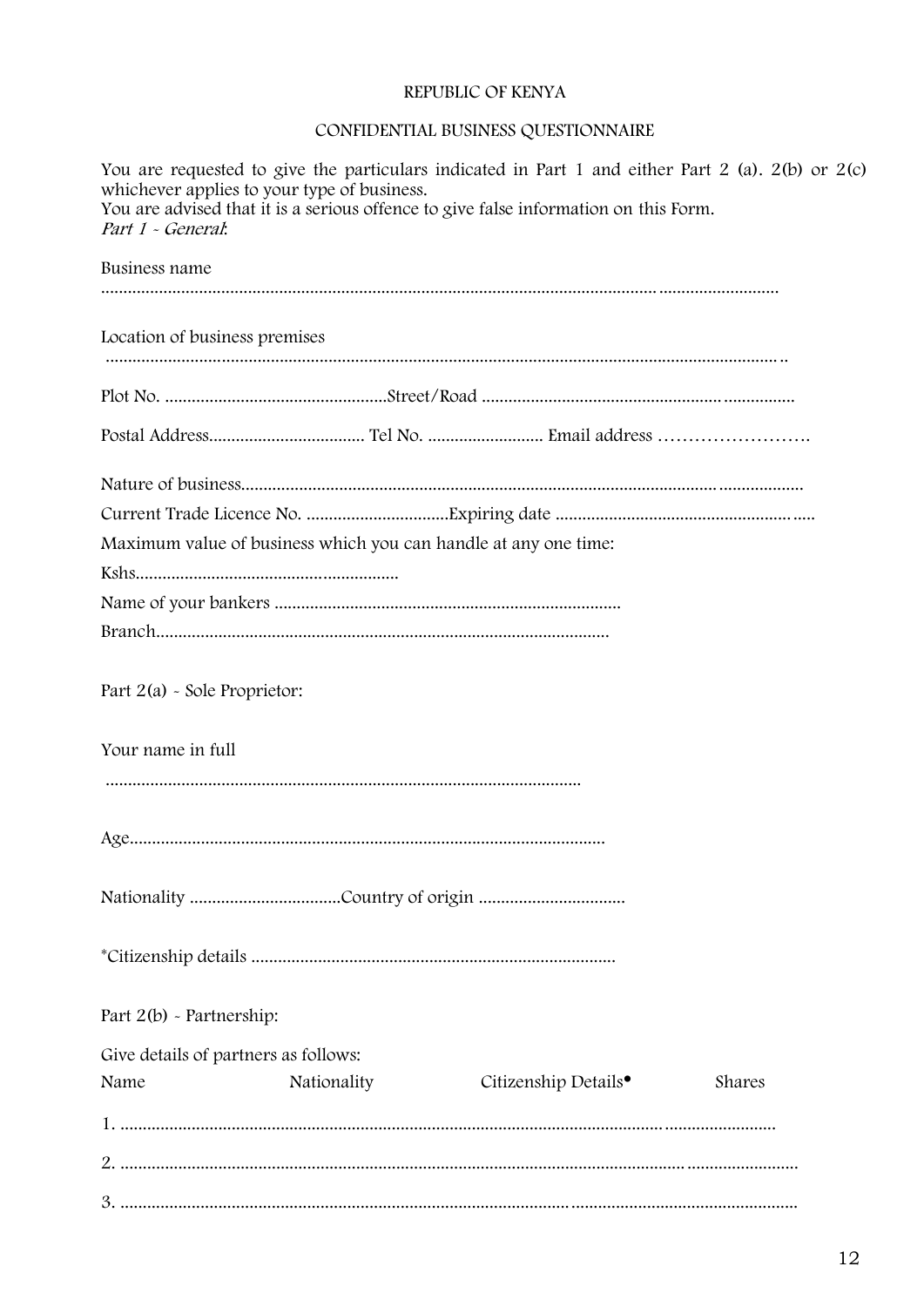REPUBLIC OF KENYA

CONFIDENTIAL BUSINESS QUESTIONNAIRE

You are requested to give the particulars indicated in Part 1 and either Part 2 (a). 2(b) or 2(c) whichever applies to your type of business.
You are advised that it is a serious offence to give false information on this Form.

*Part 1 - General*:

Business name

...................................................................................................................................................................

Location of business premises

...................................................................................................................................................................

Plot No. ..................................................Street/Road ......................................................................

Postal Address................................... Tel No. .......................... Email address …………………….

Nature of business.............................................................................................................................

Current Trade Licence No. ................................Expiring date ......................................................

Maximum value of business which you can handle at any one time:

Kshs...........................................................

Name of your bankers .............................................................................

Branch.....................................................................................................

Part 2(a) - Sole Proprietor:

Your name in full

.........................................................................................................

Age..........................................................................................................

Nationality ..................................Country of origin .................................

*Citizenship details .................................................................................

Part 2(b) - Partnership:

Give details of partners as follows:

| Name | Nationality | Citizenship Details• | Shares |
|---|---|---|---|
| 1. ............ | | | |
| 2. ............ | | | |
| 3. ............ | | | |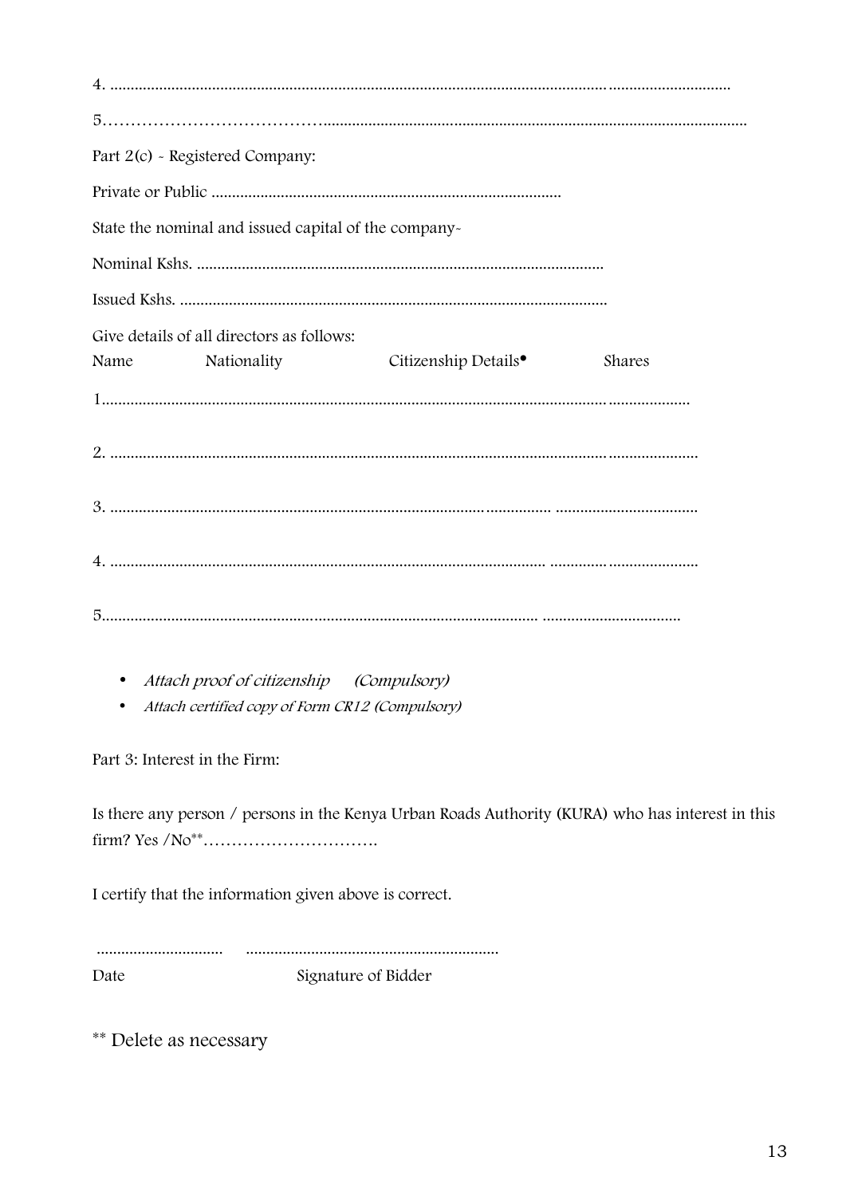4. ........................................................................................................................................................................

5……………………………….......................................................................................................................

Part 2(c) - Registered Company:

Private or Public .....................................................................................

State the nominal and issued capital of the company-

Nominal Kshs. ...................................................................................................

Issued Kshs. ........................................................................................................

Give details of all directors as follows:

| Name | Nationality | Citizenship Details• | Shares |
|---|---|---|---|
| 1............................................................................................................................................................... | | | |
| 2. ............................................................................................................................................................. | | | |
| 3. ........................................................................................................... ................................... | | | |
| 4. ........................................................................................................... ........................................ | | | |
| 5........................................................................................................... .................................. | | | |

- *Attach proof of citizenship (Compulsory)*
- *Attach certified copy of Form CR12 (Compulsory)*

Part 3: Interest in the Firm:

Is there any person / persons in the Kenya Urban Roads Authority (KURA) who has interest in this firm? Yes /No**………………………….

I certify that the information given above is correct.

............................... .............................................................

Date Signature of Bidder

** Delete as necessary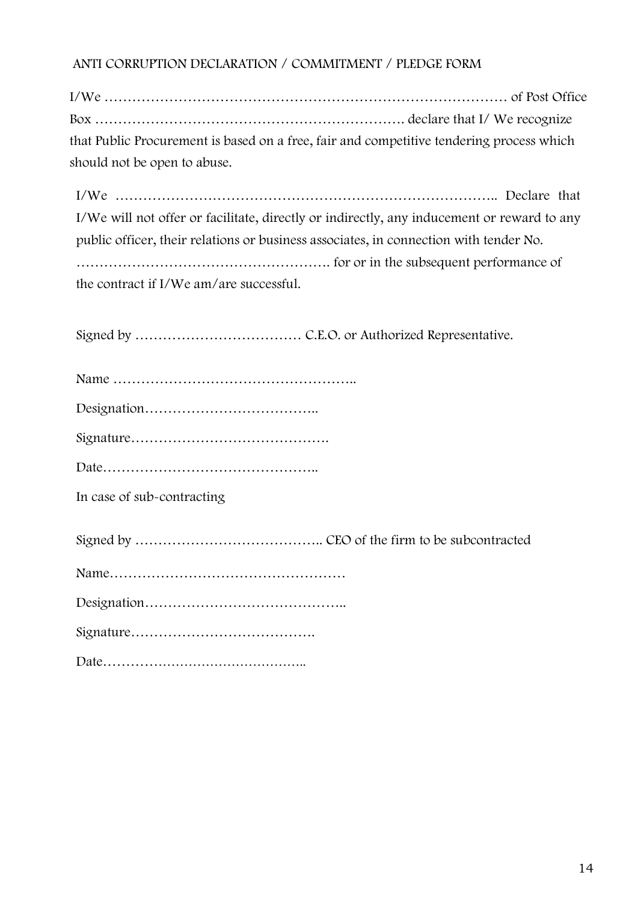## ANTI CORRUPTION DECLARATION / COMMITMENT / PLEDGE FORM

I/We …………………………………………………………………………… of Post Office Box ………………………………………………………. declare that I/ We recognize that Public Procurement is based on a free, fair and competitive tendering process which should not be open to abuse.

I/We ……………………………………………………………………….. Declare that I/We will not offer or facilitate, directly or indirectly, any inducement or reward to any public officer, their relations or business associates, in connection with tender No. ………………………………………………. for or in the subsequent performance of the contract if I/We am/are successful.

Signed by ……………………………… C.E.O. or Authorized Representative.

Name ……………………………………………..

Designation………………………………..

Signature…………………………………….

Date………………………………………..

In case of sub-contracting

Signed by ………………………………….. CEO of the firm to be subcontracted

Name……………………………………………

Designation……………………………………..

Signature………………………………….

Date………………………………………..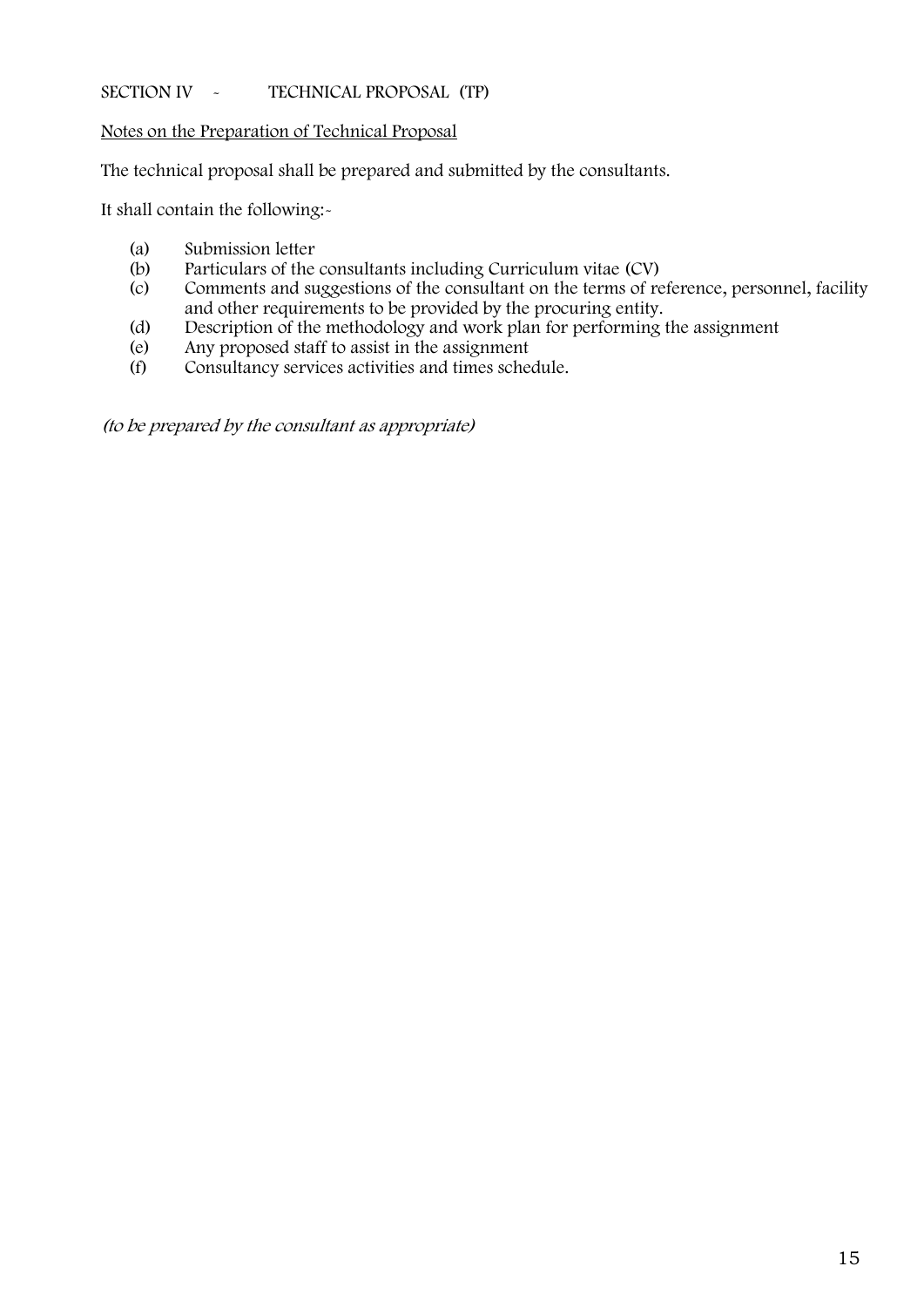## SECTION IV - TECHNICAL PROPOSAL (TP)

Notes on the Preparation of Technical Proposal

The technical proposal shall be prepared and submitted by the consultants.

It shall contain the following:-

(a) Submission letter
(b) Particulars of the consultants including Curriculum vitae (CV)
(c) Comments and suggestions of the consultant on the terms of reference, personnel, facility and other requirements to be provided by the procuring entity.
(d) Description of the methodology and work plan for performing the assignment
(e) Any proposed staff to assist in the assignment
(f) Consultancy services activities and times schedule.

*(to be prepared by the consultant as appropriate)*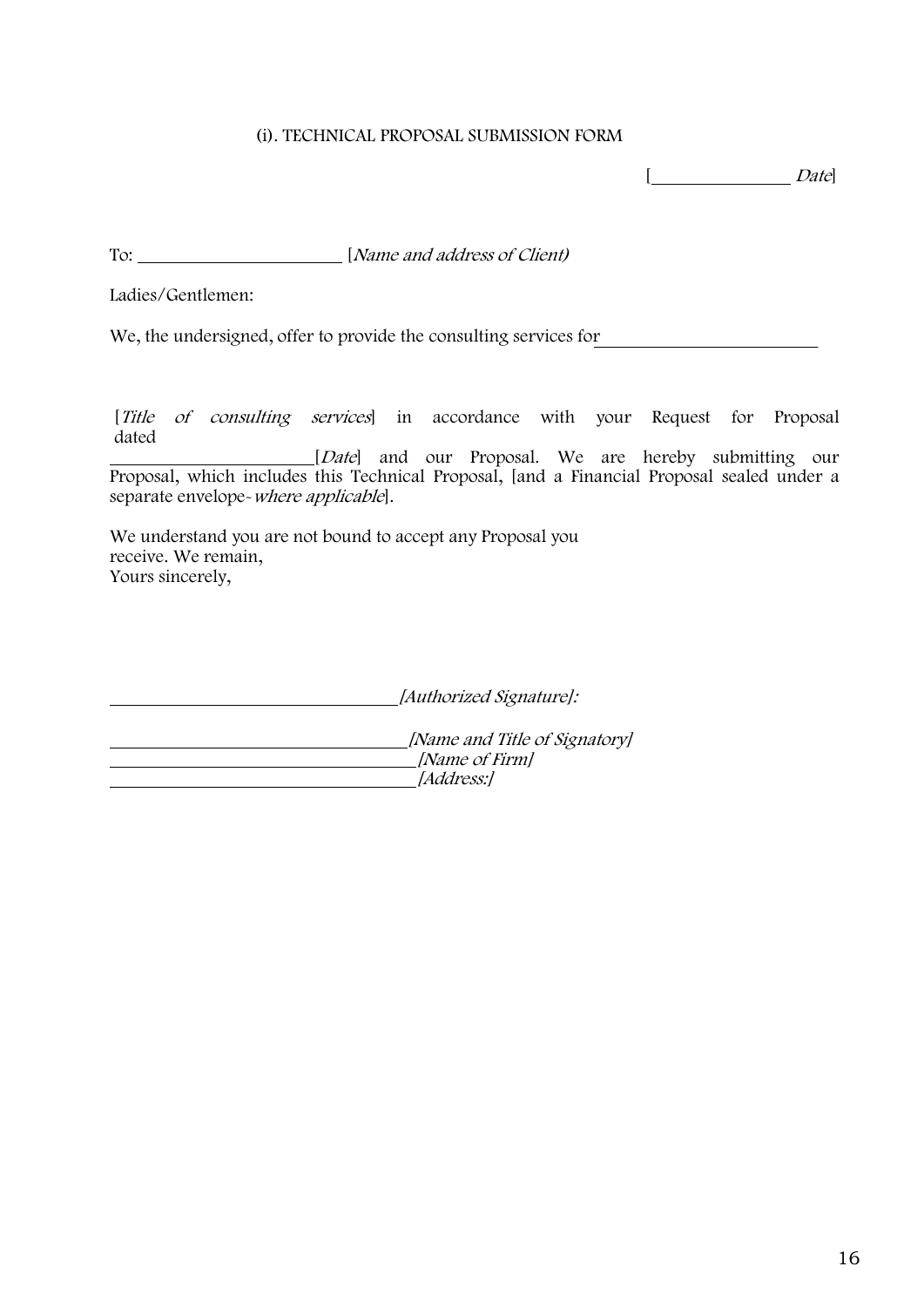## (i). TECHNICAL PROPOSAL SUBMISSION FORM

[\_\_\_\_\_\_\_\_\_\_\_\_\_\_\_\_ *Date*]

To: \_\_\_\_\_\_\_\_\_\_\_\_\_\_\_\_\_\_\_\_\_\_\_\_ [*Name and address of Client)*

Ladies/Gentlemen:

We, the undersigned, offer to provide the consulting services for\_\_\_\_\_\_\_\_\_\_\_\_\_\_\_\_\_\_\_\_\_\_\_\_\_\_

[*Title of consulting services*] in accordance with your Request for Proposal dated \_\_\_\_\_\_\_\_\_\_\_\_\_\_\_\_\_\_\_\_\_\_\_\_[*Date*] and our Proposal. We are hereby submitting our Proposal, which includes this Technical Proposal, [and a Financial Proposal sealed under a separate envelope-*where applicable*].

We understand you are not bound to accept any Proposal you receive. We remain,
Yours sincerely,

\_\_\_\_\_\_\_\_\_\_\_\_\_\_\_\_\_\_\_\_\_\_\_\_\_\_\_\_\_\_\_\_\_\_*[Authorized Signature]:*

\_\_\_\_\_\_\_\_\_\_\_\_\_\_\_\_\_\_\_\_\_\_\_\_\_\_\_\_\_\_\_\_\_\_\_*[Name and Title of Signatory]*
\_\_\_\_\_\_\_\_\_\_\_\_\_\_\_\_\_\_\_\_\_\_\_\_\_\_\_\_\_\_\_\_\_\_\_*[Name of Firm]*
\_\_\_\_\_\_\_\_\_\_\_\_\_\_\_\_\_\_\_\_\_\_\_\_\_\_\_\_\_\_\_\_\_\_\_*[Address:]*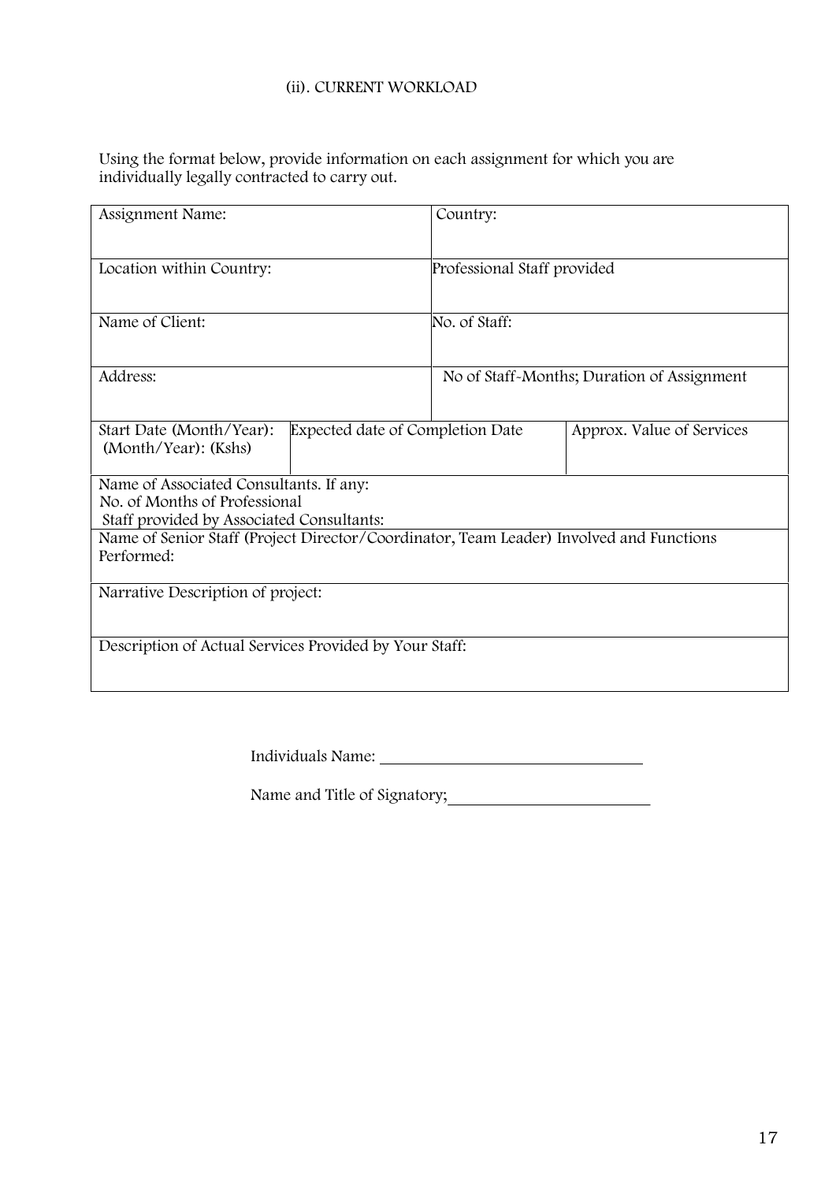### (ii). CURRENT WORKLOAD

Using the format below, provide information on each assignment for which you are individually legally contracted to carry out.

| Assignment Name: | | Country: | |
|---|---|---|---|
| Location within Country: | | Professional Staff provided | |
| Name of Client: | | No. of Staff: | |
| Address: | | No of Staff-Months; Duration of Assignment | |
| Start Date (Month/Year): (Month/Year): (Kshs) | Expected date of Completion Date | | Approx. Value of Services |
| Name of Associated Consultants. If any: No. of Months of Professional Staff provided by Associated Consultants: | | | |
| Name of Senior Staff (Project Director/Coordinator, Team Leader) Involved and Functions Performed: | | | |
| Narrative Description of project: | | | |
| Description of Actual Services Provided by Your Staff: | | | |

Individuals Name: ________________________________

Name and Title of Signatory;________________________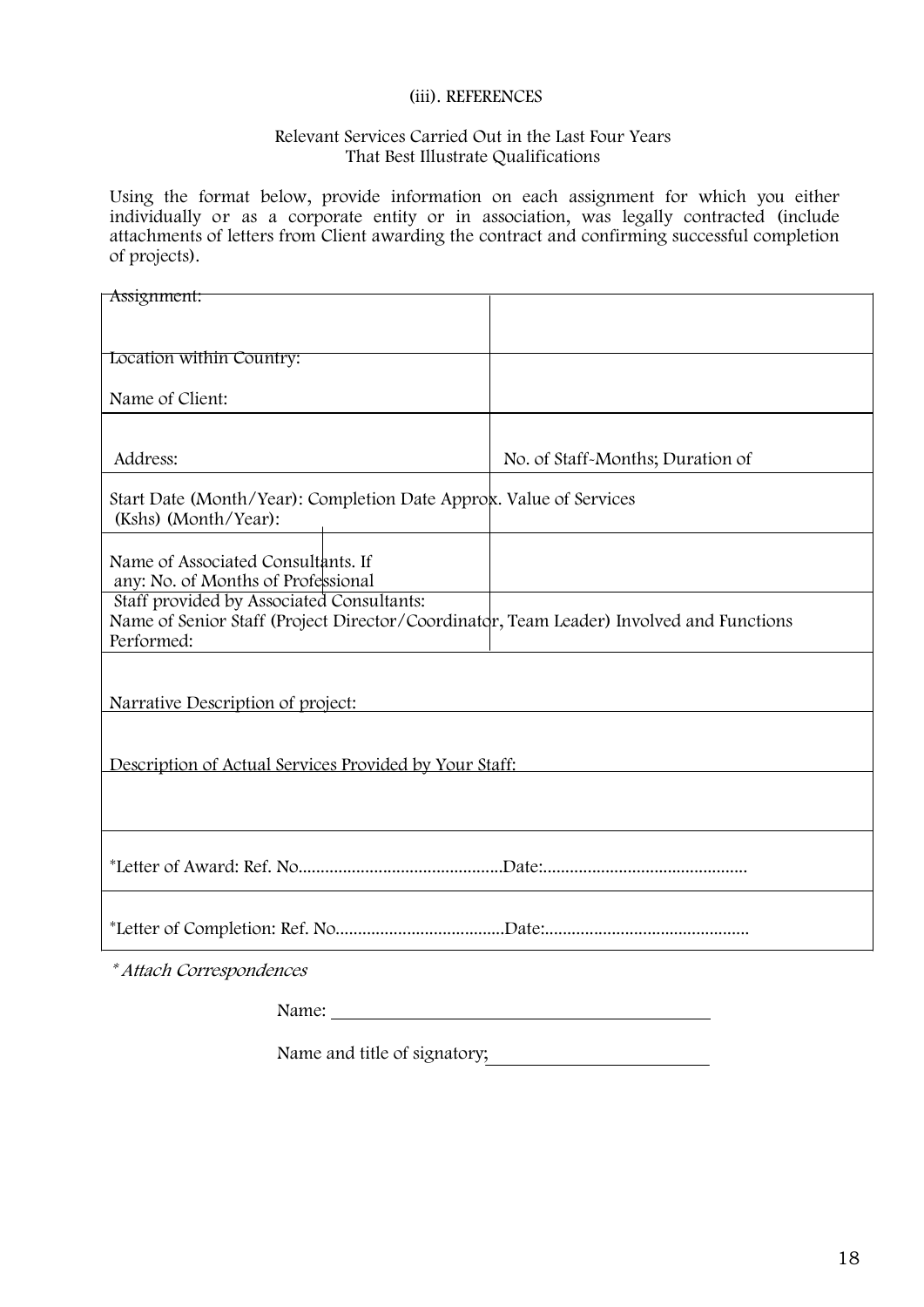### (iii). REFERENCES

Relevant Services Carried Out in the Last Four Years
That Best Illustrate Qualifications

Using the format below, provide information on each assignment for which you either individually or as a corporate entity or in association, was legally contracted (include attachments of letters from Client awarding the contract and confirming successful completion of projects).

| Assignment: | |
|---|---|
| Location within Country:<br><br>Name of Client: | |
| <br>Address: | No. of Staff-Months; Duration of |
| Start Date (Month/Year): Completion Date Approx. Value of Services (Kshs) (Month/Year): | |
| Name of Associated Consultants. If any: No. of Months of Professional | |
| Staff provided by Associated Consultants:<br>Name of Senior Staff (Project Director/Coordinator, Team Leader) Involved and Functions Performed: | |
| <br>Narrative Description of project: | |
| <br>Description of Actual Services Provided by Your Staff: | |
| | |
| *Letter of Award: Ref. No.............................................Date:............................................. | |
| *Letter of Completion: Ref. No......................................Date:............................................. | |

*\*Attach Correspondences*

Name: ______________________________________

Name and title of signatory;______________________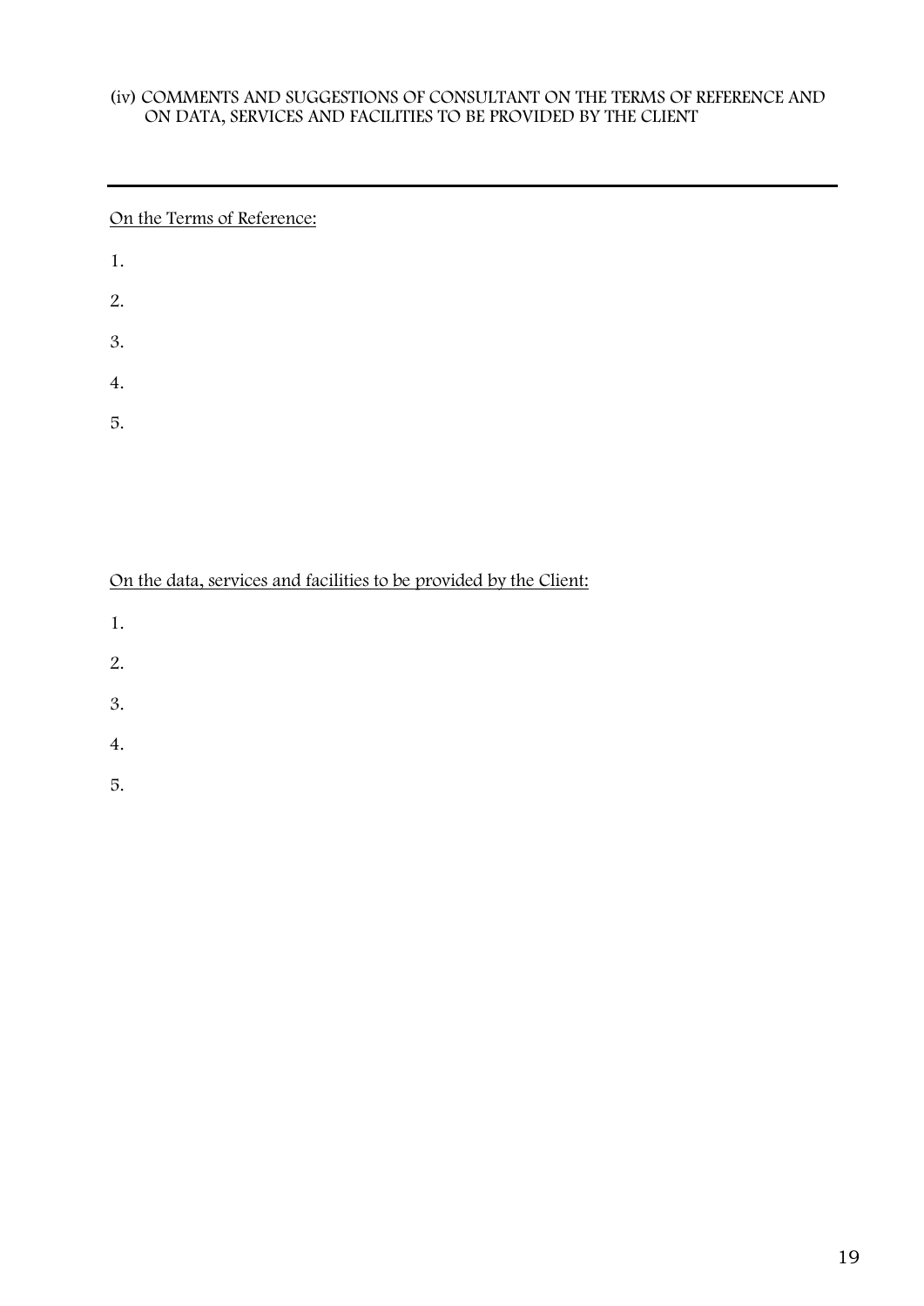(iv) COMMENTS AND SUGGESTIONS OF CONSULTANT ON THE TERMS OF REFERENCE AND ON DATA, SERVICES AND FACILITIES TO BE PROVIDED BY THE CLIENT

---

On the Terms of Reference:

1.

2.

3.

4.

5.

On the data, services and facilities to be provided by the Client:

1.

2.

3.

4.

5.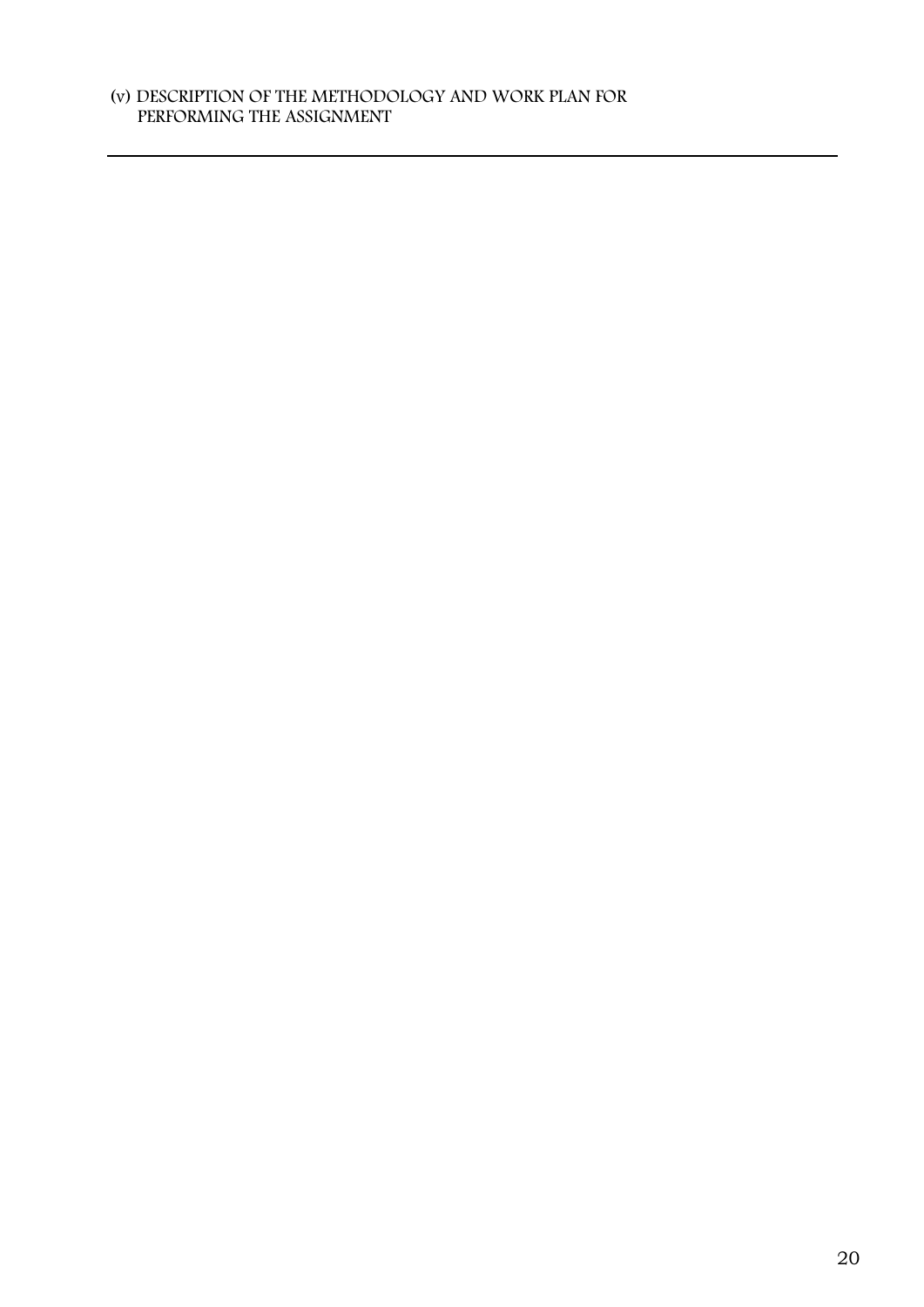## (v) DESCRIPTION OF THE METHODOLOGY AND WORK PLAN FOR PERFORMING THE ASSIGNMENT

---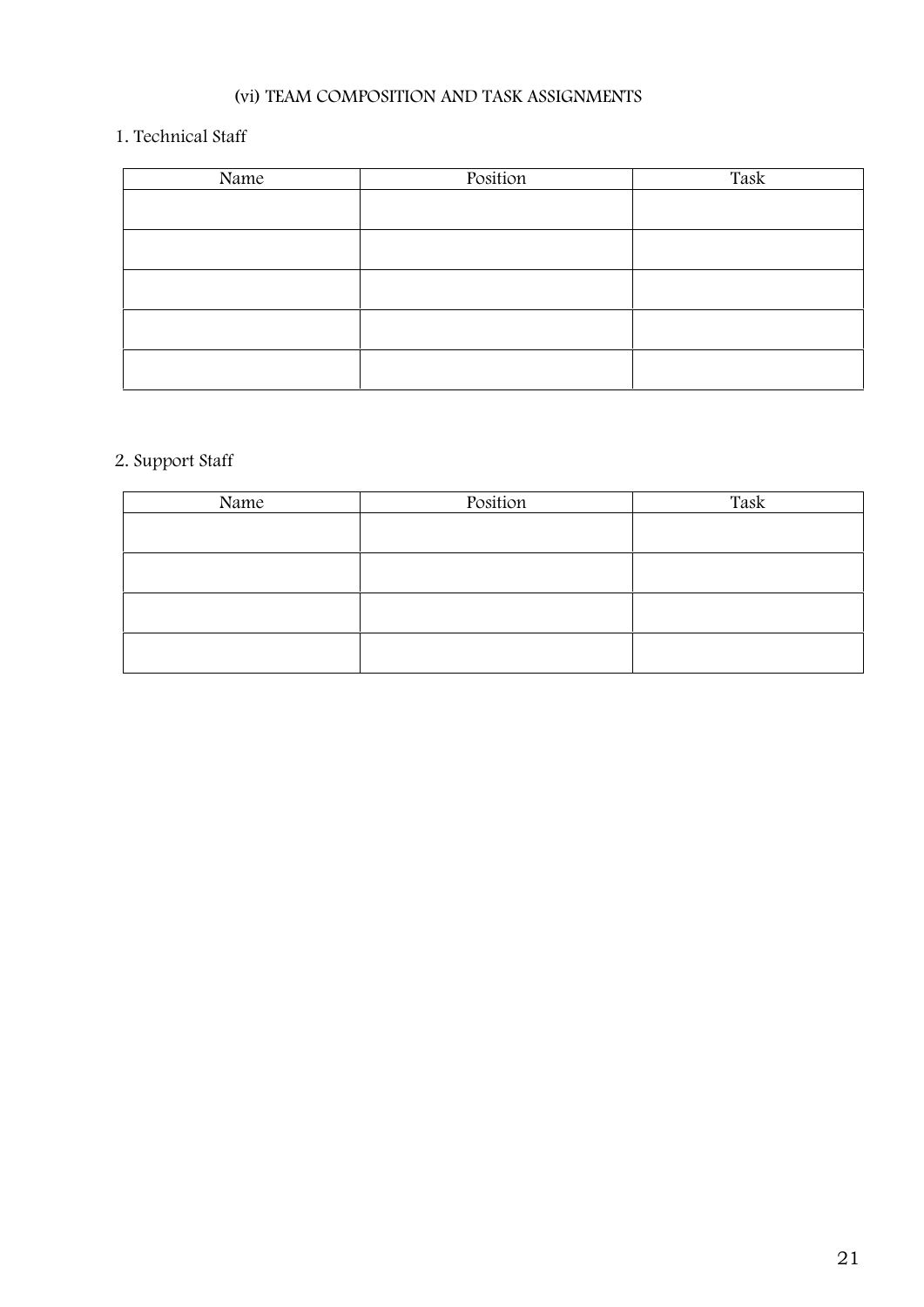## (vi) TEAM COMPOSITION AND TASK ASSIGNMENTS

1. Technical Staff

| Name | Position | Task |
|---|---|---|
| | | |
| | | |
| | | |
| | | |
| | | |

2. Support Staff

| Name | Position | Task |
|---|---|---|
| | | |
| | | |
| | | |
| | | |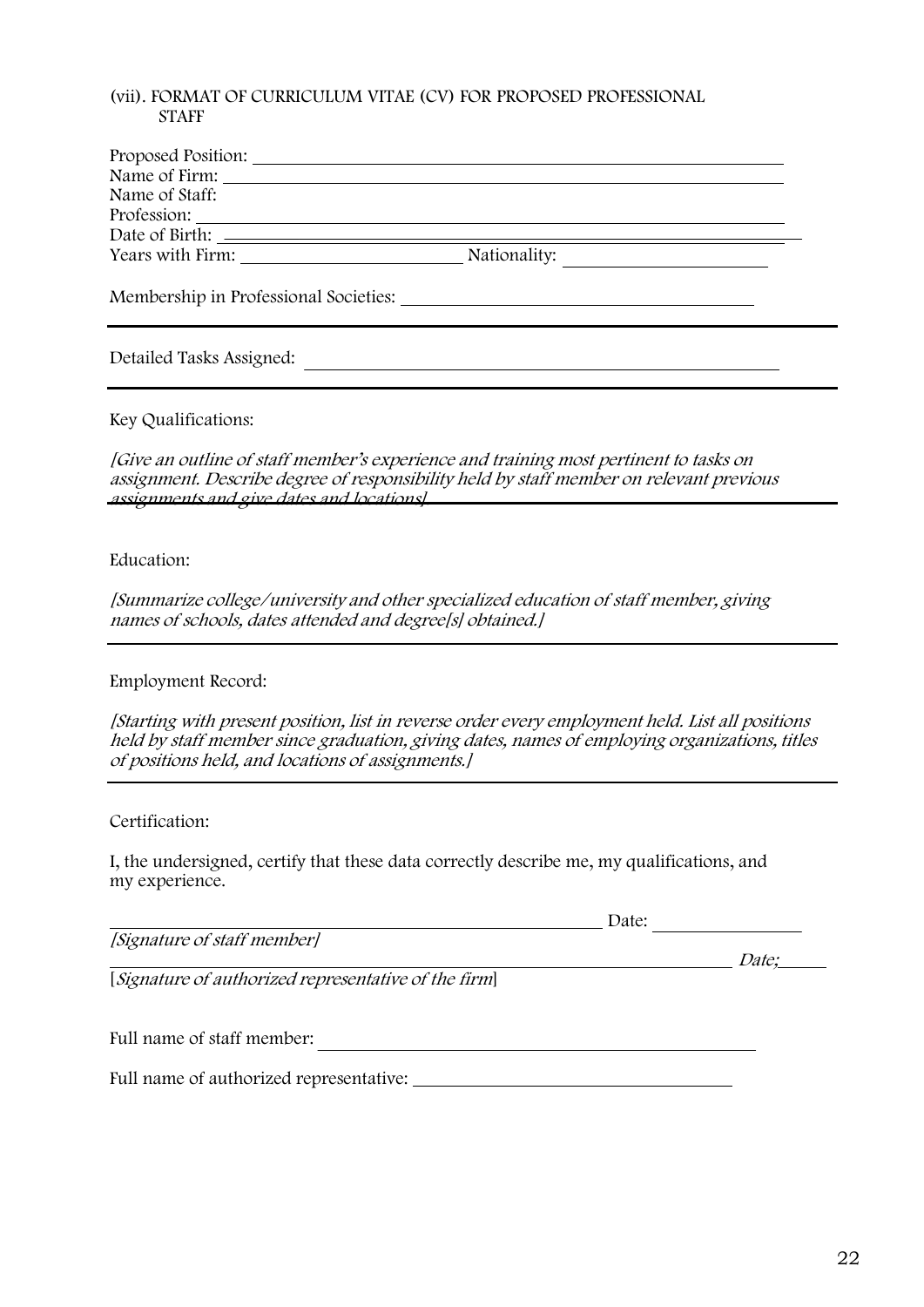(vii). FORMAT OF CURRICULUM VITAE (CV) FOR PROPOSED PROFESSIONAL STAFF

Proposed Position: ____________________

Name of Firm: ____________________

Name of Staff:

Profession: ____________________

Date of Birth: ____________________

Years with Firm: ____________ Nationality: ____________

Membership in Professional Societies: ____________________

---

Detailed Tasks Assigned: ____________________

---

Key Qualifications:

*[Give an outline of staff member's experience and training most pertinent to tasks on assignment. Describe degree of responsibility held by staff member on relevant previous assignments and give dates and locations]*

---

Education:

*[Summarize college/university and other specialized education of staff member, giving names of schools, dates attended and degree[s] obtained.]*

---

Employment Record:

*[Starting with present position, list in reverse order every employment held. List all positions held by staff member since graduation, giving dates, names of employing organizations, titles of positions held, and locations of assignments.]*

---

Certification:

I, the undersigned, certify that these data correctly describe me, my qualifications, and my experience.

____________________ Date: ____________

*[Signature of staff member]*

____________________ *Date;* ______

[*Signature of authorized representative of the firm*]

Full name of staff member: ____________________

Full name of authorized representative: ____________________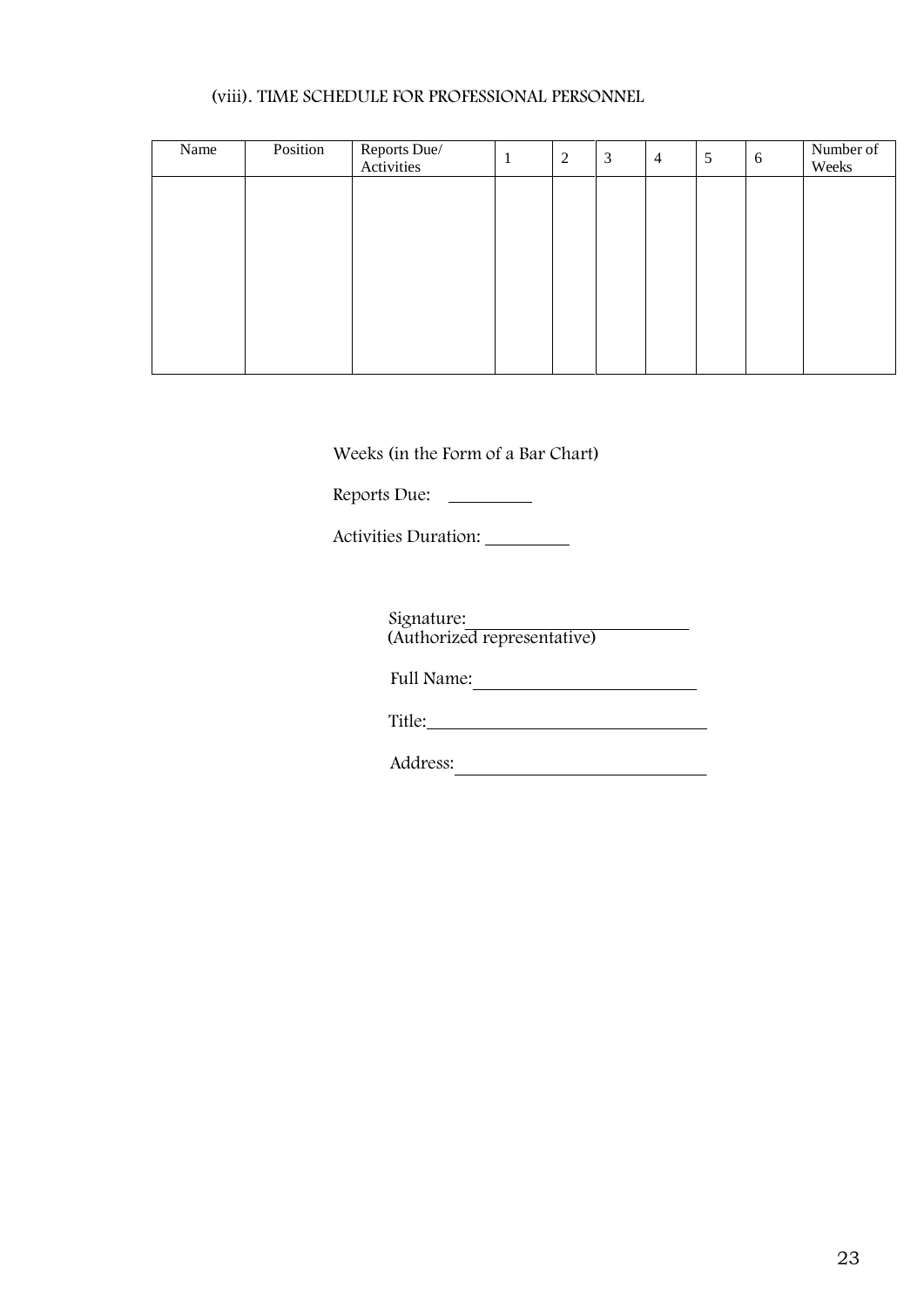### (viii). TIME SCHEDULE FOR PROFESSIONAL PERSONNEL

| Name | Position | Reports Due/ Activities | 1 | 2 | 3 | 4 | 5 | 6 | Number of Weeks |
|---|---|---|---|---|---|---|---|---|---|
| | | | | | | | | | |

Weeks (in the Form of a Bar Chart)

Reports Due: _________

Activities Duration: _________

Signature: ________________________
(Authorized representative)

Full Name: ________________________

Title: ____________________________

Address: __________________________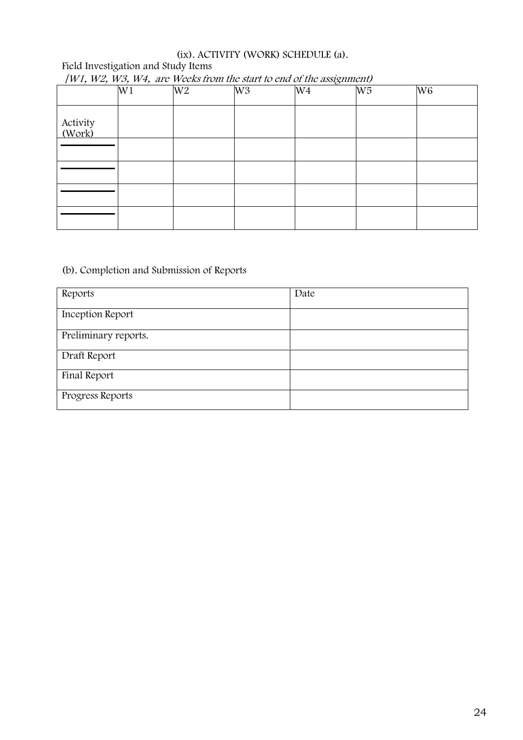(ix). ACTIVITY (WORK) SCHEDULE (a).

Field Investigation and Study Items

*[W1, W2, W3, W4, are Weeks from the start to end of the assignment)*

| | W1 | W2 | W3 | W4 | W5 | W6 |
|---|---|---|---|---|---|---|
| Activity (Work) | | | | | | |
| \_\_\_\_\_\_\_\_ | | | | | | |
| \_\_\_\_\_\_\_\_ | | | | | | |
| \_\_\_\_\_\_\_\_ | | | | | | |
| \_\_\_\_\_\_\_\_ | | | | | | |

(b). Completion and Submission of Reports

| Reports | Date |
|---|---|
| Inception Report | |
| Preliminary reports. | |
| Draft Report | |
| Final Report | |
| Progress Reports | |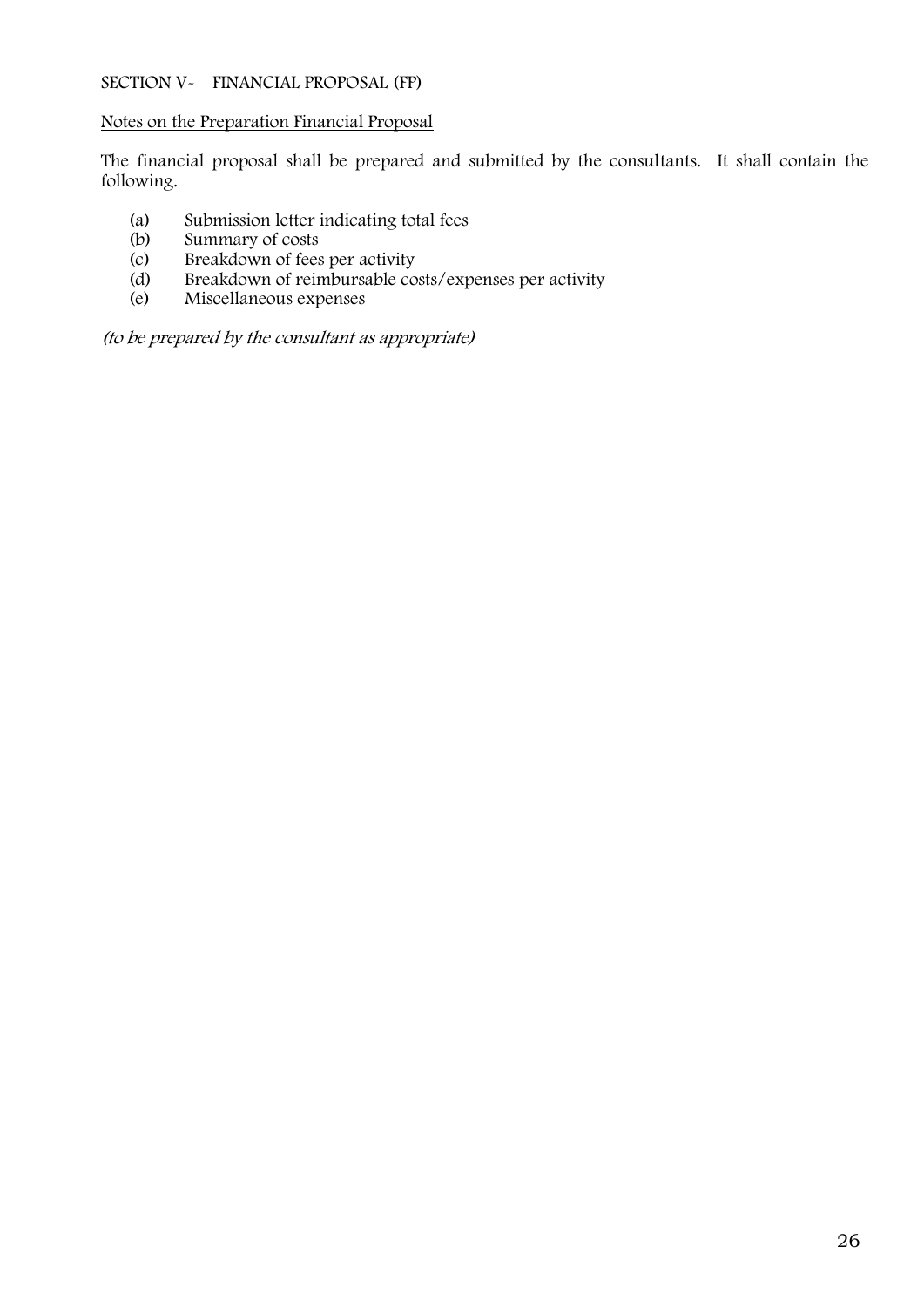## SECTION V- FINANCIAL PROPOSAL (FP)

Notes on the Preparation Financial Proposal

The financial proposal shall be prepared and submitted by the consultants. It shall contain the following.

(a) Submission letter indicating total fees
(b) Summary of costs
(c) Breakdown of fees per activity
(d) Breakdown of reimbursable costs/expenses per activity
(e) Miscellaneous expenses

*(to be prepared by the consultant as appropriate)*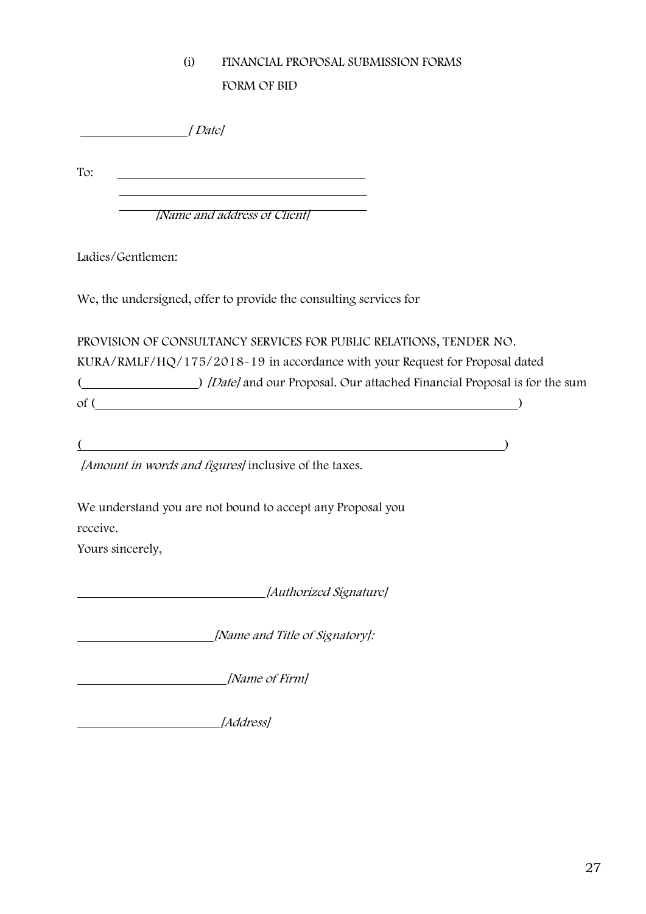## (i) FINANCIAL PROPOSAL SUBMISSION FORMS

### FORM OF BID

_________________ *[ Date]*

To: ________________________________________

________________________________________

________ *[Name and address of Client]* ________

Ladies/Gentlemen:

We, the undersigned, offer to provide the consulting services for

PROVISION OF CONSULTANCY SERVICES FOR PUBLIC RELATIONS, TENDER NO. KURA/RMLF/HQ/175/2018-19 in accordance with your Request for Proposal dated (__________________) *[Date]* and our Proposal. Our attached Financial Proposal is for the sum of (__________________________________________________________________)

(__________________________________________________________________)

*[Amount in words and figures]* inclusive of the taxes.

We understand you are not bound to accept any Proposal you receive.

Yours sincerely,

______________________________ *[Authorized Signature]*

_____________________ *[Name and Title of Signatory]:*

_______________________ *[Name of Firm]*

______________________ *[Address]*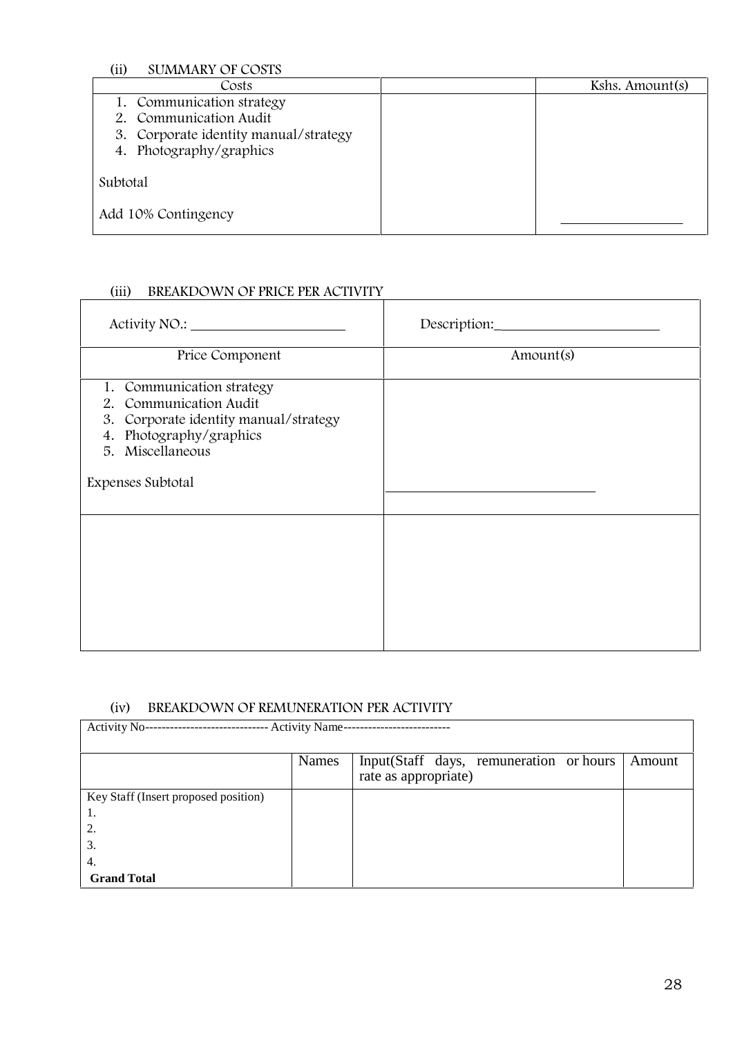(ii) SUMMARY OF COSTS

| Costs | | Kshs. Amount(s) |
|---|---|---|
| 1. Communication strategy<br>2. Communication Audit<br>3. Corporate identity manual/strategy<br>4. Photography/graphics | | |
| Subtotal | | |
| Add 10% Contingency | | ______________ |

(iii) BREAKDOWN OF PRICE PER ACTIVITY

| Activity NO.: ____________________ | Description:____________________ |
|---|---|
| Price Component | Amount(s) |
| 1. Communication strategy<br>2. Communication Audit<br>3. Corporate identity manual/strategy<br>4. Photography/graphics<br>5. Miscellaneous | |
| Expenses Subtotal | ________________________ |
| | |

(iv) BREAKDOWN OF REMUNERATION PER ACTIVITY

Activity No------------------------------ Activity Name--------------------------

| | Names | Input(Staff days, remuneration or hours rate as appropriate) | Amount |
|---|---|---|---|
| Key Staff (Insert proposed position)<br>1.<br>2.<br>3.<br>4. | | | |
| **Grand Total** | | | |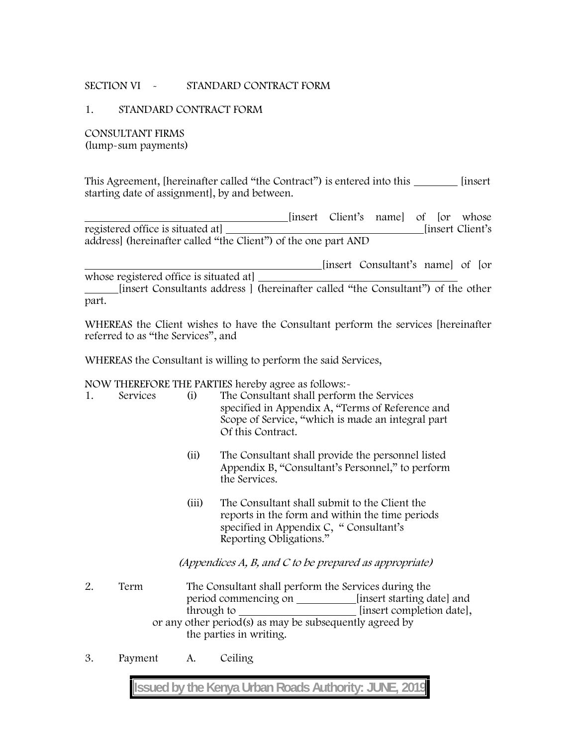SECTION VI - STANDARD CONTRACT FORM

1. STANDARD CONTRACT FORM

CONSULTANT FIRMS
(lump-sum payments)

This Agreement, [hereinafter called "the Contract") is entered into this ________ [insert starting date of assignment], by and between.

______________________________________[insert Client's name] of [or whose registered office is situated at] ____________________________________[insert Client's address] (hereinafter called "the Client") of the one part AND

____________________________________________[insert Consultant's name] of [or whose registered office is situated at] ____________________________________ ______[insert Consultants address ] (hereinafter called "the Consultant") of the other part.

WHEREAS the Client wishes to have the Consultant perform the services [hereinafter referred to as "the Services", and

WHEREAS the Consultant is willing to perform the said Services,

NOW THEREFORE THE PARTIES hereby agree as follows:-

1. Services
   (i) The Consultant shall perform the Services specified in Appendix A, "Terms of Reference and Scope of Service, "which is made an integral part Of this Contract.

   (ii) The Consultant shall provide the personnel listed Appendix B, "Consultant's Personnel," to perform the Services.

   (iii) The Consultant shall submit to the Client the reports in the form and within the time periods specified in Appendix C, " Consultant's Reporting Obligations."

   *(Appendices A, B, and C to be prepared as appropriate)*

2. Term
   The Consultant shall perform the Services during the period commencing on __________[insert starting date] and through to ____________________ [insert completion date], or any other period(s) as may be subsequently agreed by the parties in writing.

3. Payment
   A. Ceiling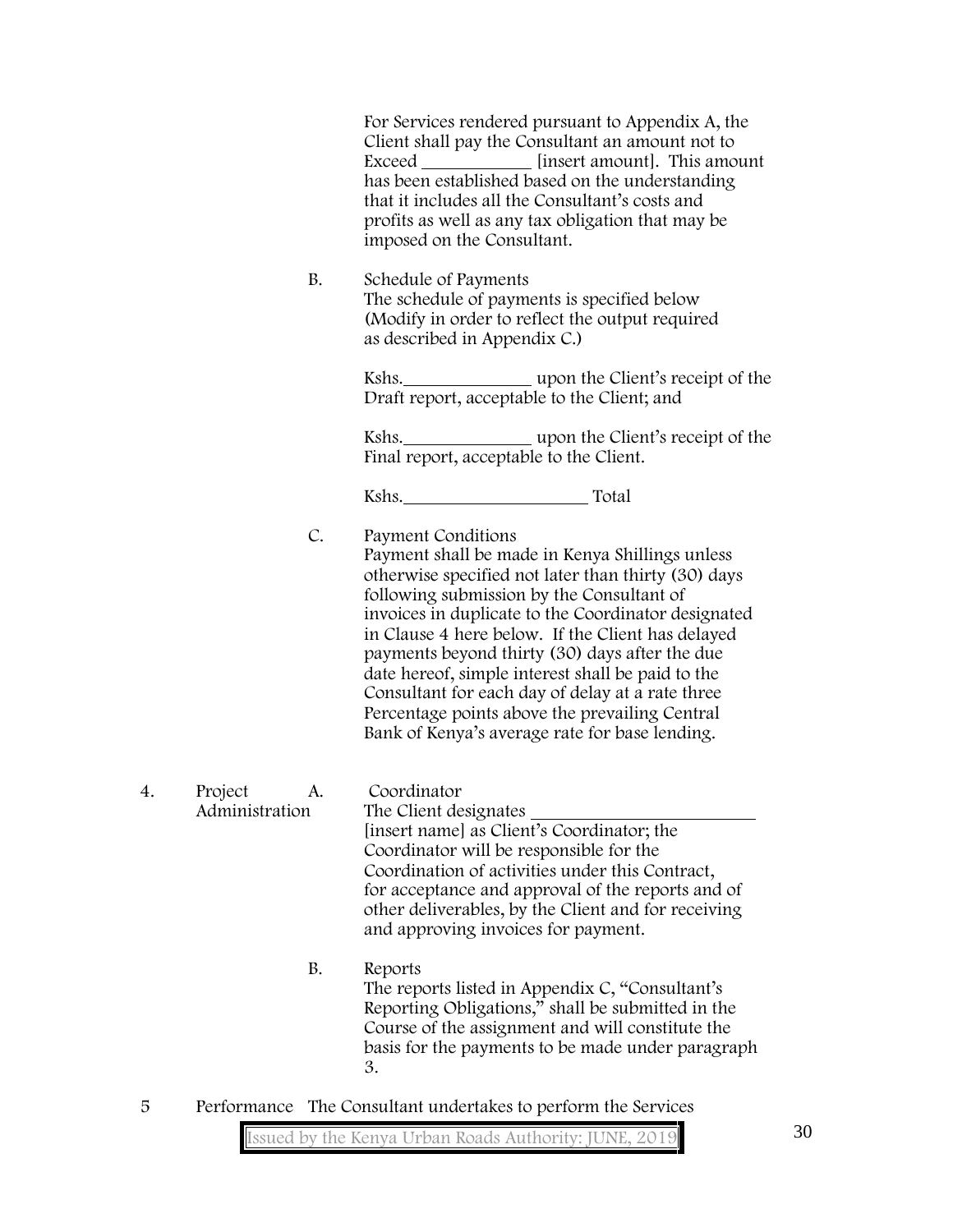For Services rendered pursuant to Appendix A, the Client shall pay the Consultant an amount not to Exceed ____________ [insert amount]. This amount has been established based on the understanding that it includes all the Consultant's costs and profits as well as any tax obligation that may be imposed on the Consultant.

B. Schedule of Payments
The schedule of payments is specified below (Modify in order to reflect the output required as described in Appendix C.)

Kshs.______________ upon the Client's receipt of the Draft report, acceptable to the Client; and

Kshs.______________ upon the Client's receipt of the Final report, acceptable to the Client.

Kshs.____________________ Total

C. Payment Conditions
Payment shall be made in Kenya Shillings unless otherwise specified not later than thirty (30) days following submission by the Consultant of invoices in duplicate to the Coordinator designated in Clause 4 here below. If the Client has delayed payments beyond thirty (30) days after the due date hereof, simple interest shall be paid to the Consultant for each day of delay at a rate three Percentage points above the prevailing Central Bank of Kenya's average rate for base lending.

4. Project Administration

A. Coordinator
The Client designates ________________________ [insert name] as Client's Coordinator; the Coordinator will be responsible for the Coordination of activities under this Contract, for acceptance and approval of the reports and of other deliverables, by the Client and for receiving and approving invoices for payment.

B. Reports
The reports listed in Appendix C, "Consultant's Reporting Obligations," shall be submitted in the Course of the assignment and will constitute the basis for the payments to be made under paragraph 3.

5 Performance The Consultant undertakes to perform the Services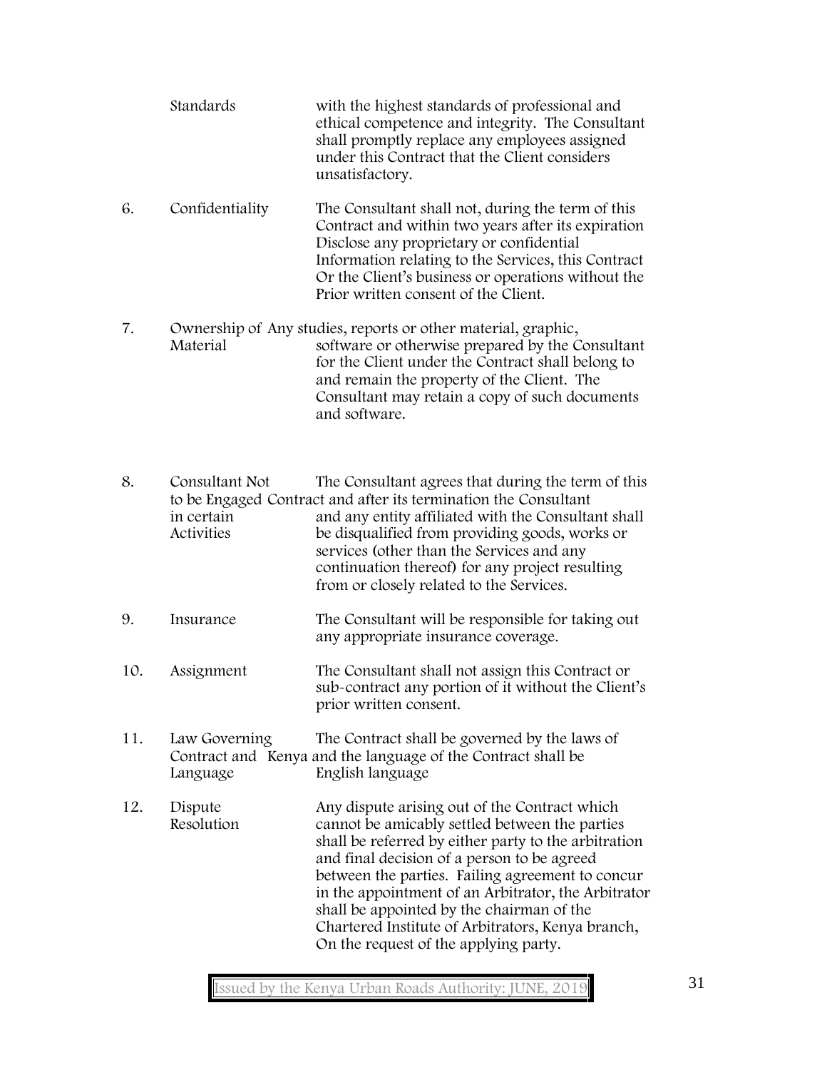| | | |
|---|---|---|
| | Standards | with the highest standards of professional and ethical competence and integrity. The Consultant shall promptly replace any employees assigned under this Contract that the Client considers unsatisfactory. |
| 6. | Confidentiality | The Consultant shall not, during the term of this Contract and within two years after its expiration Disclose any proprietary or confidential Information relating to the Services, this Contract Or the Client's business or operations without the Prior written consent of the Client. |
| 7. | Ownership of Material | Any studies, reports or other material, graphic, software or otherwise prepared by the Consultant for the Client under the Contract shall belong to and remain the property of the Client. The Consultant may retain a copy of such documents and software. |
| 8. | Consultant Not to be Engaged in certain Activities | The Consultant agrees that during the term of this Contract and after its termination the Consultant and any entity affiliated with the Consultant shall be disqualified from providing goods, works or services (other than the Services and any continuation thereof) for any project resulting from or closely related to the Services. |
| 9. | Insurance | The Consultant will be responsible for taking out any appropriate insurance coverage. |
| 10. | Assignment | The Consultant shall not assign this Contract or sub-contract any portion of it without the Client's prior written consent. |
| 11. | Law Governing Contract and Language | The Contract shall be governed by the laws of Kenya and the language of the Contract shall be English language |
| 12. | Dispute Resolution | Any dispute arising out of the Contract which cannot be amicably settled between the parties shall be referred by either party to the arbitration and final decision of a person to be agreed between the parties. Failing agreement to concur in the appointment of an Arbitrator, the Arbitrator shall be appointed by the chairman of the Chartered Institute of Arbitrators, Kenya branch, On the request of the applying party. |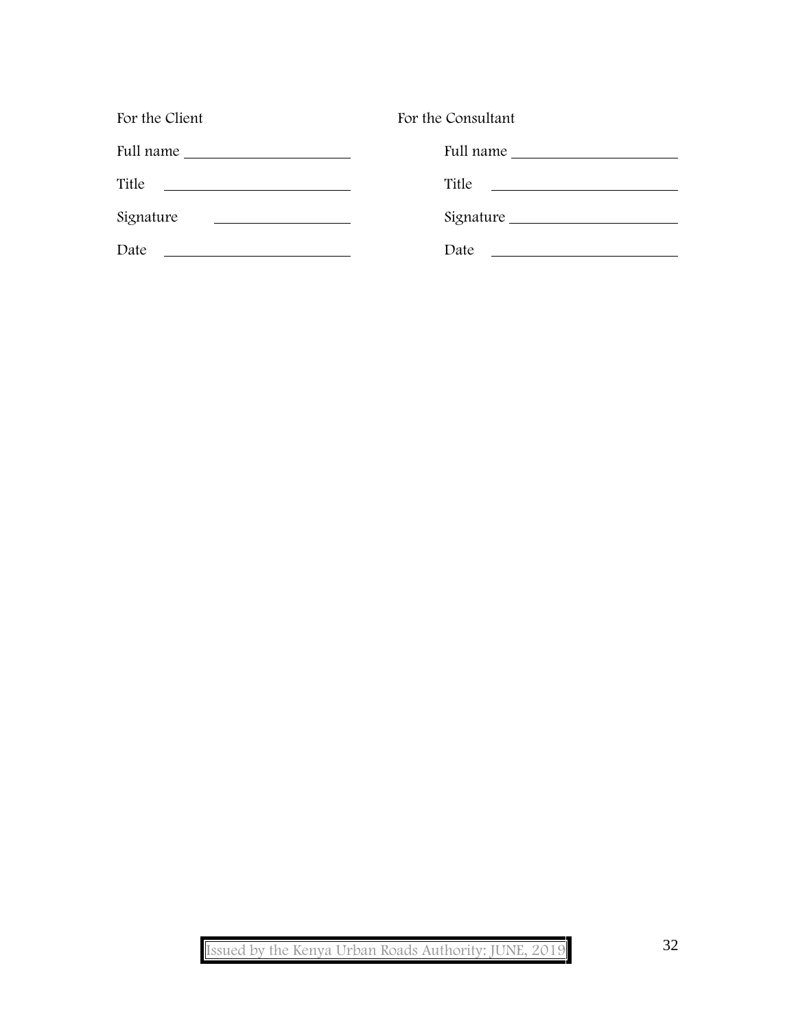| For the Client | For the Consultant |
| --- | --- |
| Full name \_\_\_\_\_\_\_\_\_\_\_\_\_\_\_\_\_\_\_\_ | Full name \_\_\_\_\_\_\_\_\_\_\_\_\_\_\_\_\_\_\_\_ |
| Title \_\_\_\_\_\_\_\_\_\_\_\_\_\_\_\_\_\_\_\_ | Title \_\_\_\_\_\_\_\_\_\_\_\_\_\_\_\_\_\_\_\_ |
| Signature \_\_\_\_\_\_\_\_\_\_\_\_\_\_\_\_\_\_\_\_ | Signature \_\_\_\_\_\_\_\_\_\_\_\_\_\_\_\_\_\_\_\_ |
| Date \_\_\_\_\_\_\_\_\_\_\_\_\_\_\_\_\_\_\_\_ | Date \_\_\_\_\_\_\_\_\_\_\_\_\_\_\_\_\_\_\_\_ |

Issued by the Kenya Urban Roads Authority: JUNE, 2019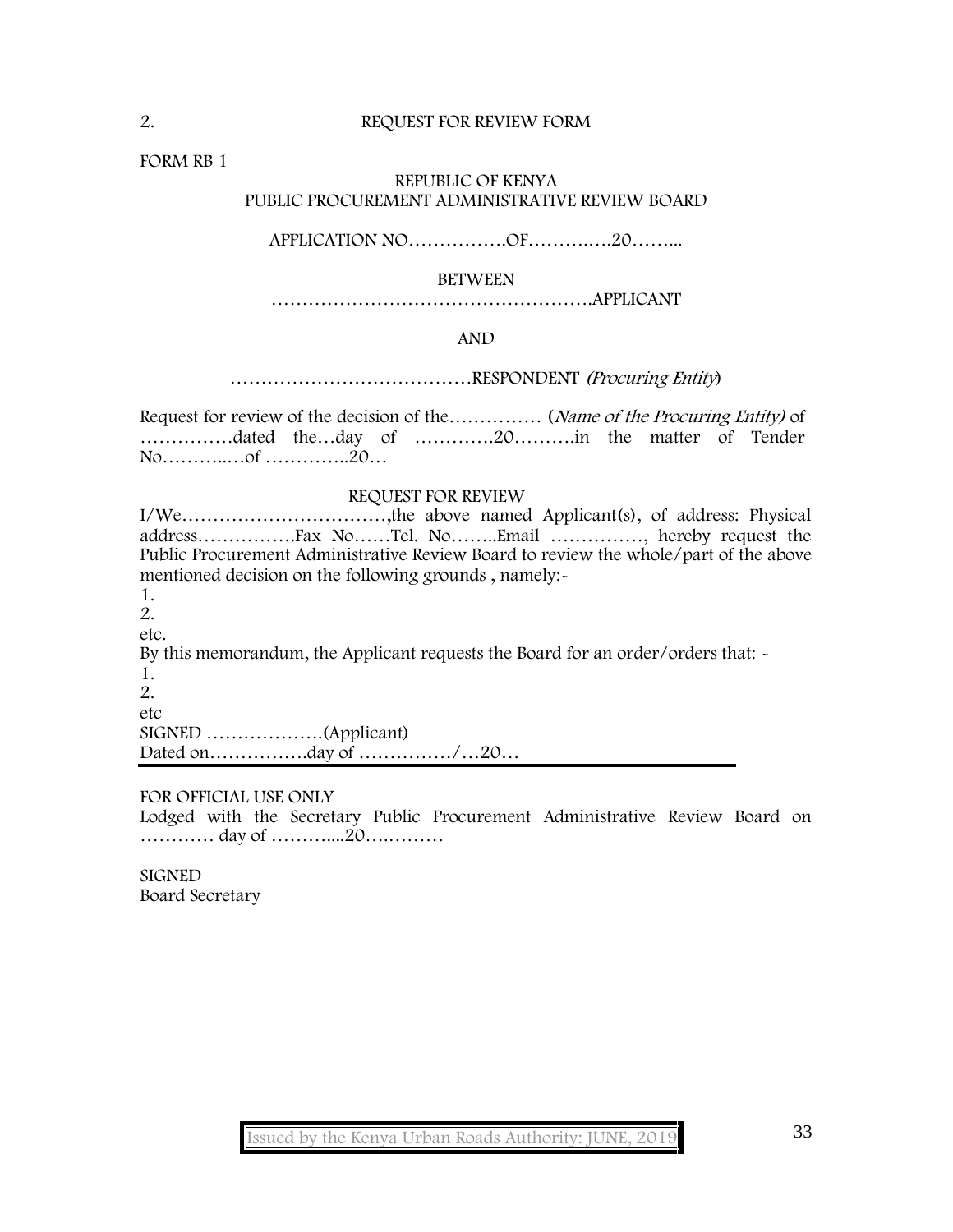2. REQUEST FOR REVIEW FORM

FORM RB 1

REPUBLIC OF KENYA
PUBLIC PROCUREMENT ADMINISTRATIVE REVIEW BOARD

APPLICATION NO…………….OF……….….20……...

BETWEEN

…………………………………………….APPLICANT

AND

…………………………………RESPONDENT *(Procuring Entity)*

Request for review of the decision of the…………… (*Name of the Procuring Entity)* of ……………dated the…day of ………….20……….in the matter of Tender No………..…of …………..20…

REQUEST FOR REVIEW

I/We……………………………,the above named Applicant(s), of address: Physical address…………….Fax No……Tel. No……..Email ……………, hereby request the Public Procurement Administrative Review Board to review the whole/part of the above mentioned decision on the following grounds , namely:-

1.
2.
etc.

By this memorandum, the Applicant requests the Board for an order/orders that: -

1.
2.
etc

SIGNED ……………….(Applicant)
Dated on…………….day of ……………/…20…

---

FOR OFFICIAL USE ONLY

Lodged with the Secretary Public Procurement Administrative Review Board on ………… day of ………....20….………

SIGNED
Board Secretary